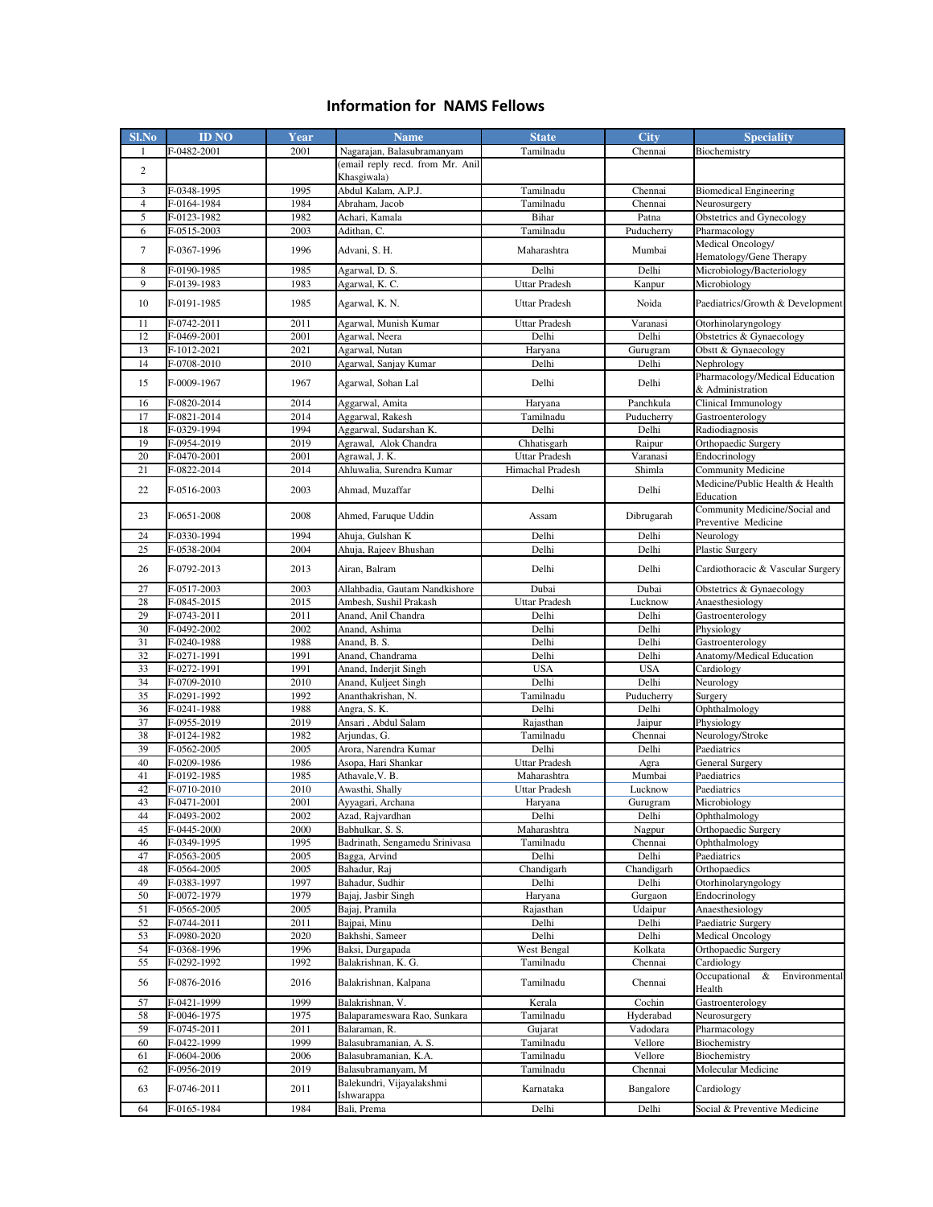## Information for NAMS Fellows

| Sl.No | ID NO | Year | Name | State | City | Speciality |
|---|---|---|---|---|---|---|
| 1 | F-0482-2001 | 2001 | Nagarajan, Balasubramanyam | Tamilnadu | Chennai | Biochemistry |
| 2 | | | (email reply recd. from Mr. Anil Khasgiwala) | | | |
| 3 | F-0348-1995 | 1995 | Abdul Kalam, A.P.J. | Tamilnadu | Chennai | Biomedical Engineering |
| 4 | F-0164-1984 | 1984 | Abraham, Jacob | Tamilnadu | Chennai | Neurosurgery |
| 5 | F-0123-1982 | 1982 | Achari, Kamala | Bihar | Patna | Obstetrics and Gynecology |
| 6 | F-0515-2003 | 2003 | Adithan, C. | Tamilnadu | Puducherry | Pharmacology |
| 7 | F-0367-1996 | 1996 | Advani, S. H. | Maharashtra | Mumbai | Medical Oncology/ Hematology/Gene Therapy |
| 8 | F-0190-1985 | 1985 | Agarwal, D. S. | Delhi | Delhi | Microbiology/Bacteriology |
| 9 | F-0139-1983 | 1983 | Agarwal, K. C. | Uttar Pradesh | Kanpur | Microbiology |
| 10 | F-0191-1985 | 1985 | Agarwal, K. N. | Uttar Pradesh | Noida | Paediatrics/Growth & Development |
| 11 | F-0742-2011 | 2011 | Agarwal, Munish Kumar | Uttar Pradesh | Varanasi | Otorhinolaryngology |
| 12 | F-0469-2001 | 2001 | Agarwal, Neera | Delhi | Delhi | Obstetrics & Gynaecology |
| 13 | F-1012-2021 | 2021 | Agarwal, Nutan | Haryana | Gurugram | Obstt & Gynaecology |
| 14 | F-0708-2010 | 2010 | Agarwal, Sanjay Kumar | Delhi | Delhi | Nephrology |
| 15 | F-0009-1967 | 1967 | Agarwal, Sohan Lal | Delhi | Delhi | Pharmacology/Medical Education & Administration |
| 16 | F-0820-2014 | 2014 | Aggarwal, Amita | Haryana | Panchkula | Clinical Immunology |
| 17 | F-0821-2014 | 2014 | Aggarwal, Rakesh | Tamilnadu | Puducherry | Gastroenterology |
| 18 | F-0329-1994 | 1994 | Aggarwal, Sudarshan K. | Delhi | Delhi | Radiodiagnosis |
| 19 | F-0954-2019 | 2019 | Agrawal, Alok Chandra | Chhatisgarh | Raipur | Orthopaedic Surgery |
| 20 | F-0470-2001 | 2001 | Agrawal, J. K. | Uttar Pradesh | Varanasi | Endocrinology |
| 21 | F-0822-2014 | 2014 | Ahluwalia, Surendra Kumar | Himachal Pradesh | Shimla | Community Medicine |
| 22 | F-0516-2003 | 2003 | Ahmad, Muzaffar | Delhi | Delhi | Medicine/Public Health & Health Education |
| 23 | F-0651-2008 | 2008 | Ahmed, Faruque Uddin | Assam | Dibrugarah | Community Medicine/Social and Preventive Medicine |
| 24 | F-0330-1994 | 1994 | Ahuja, Gulshan K | Delhi | Delhi | Neurology |
| 25 | F-0538-2004 | 2004 | Ahuja, Rajeev Bhushan | Delhi | Delhi | Plastic Surgery |
| 26 | F-0792-2013 | 2013 | Airan, Balram | Delhi | Delhi | Cardiothoracic & Vascular Surgery |
| 27 | F-0517-2003 | 2003 | Allahbadia, Gautam Nandkishore | Dubai | Dubai | Obstetrics & Gynaecology |
| 28 | F-0845-2015 | 2015 | Ambesh, Sushil Prakash | Uttar Pradesh | Lucknow | Anaesthesiology |
| 29 | F-0743-2011 | 2011 | Anand, Anil Chandra | Delhi | Delhi | Gastroenterology |
| 30 | F-0492-2002 | 2002 | Anand, Ashima | Delhi | Delhi | Physiology |
| 31 | F-0240-1988 | 1988 | Anand, B. S. | Delhi | Delhi | Gastroenterology |
| 32 | F-0271-1991 | 1991 | Anand, Chandrama | Delhi | Delhi | Anatomy/Medical Education |
| 33 | F-0272-1991 | 1991 | Anand, Inderjit Singh | USA | USA | Cardiology |
| 34 | F-0709-2010 | 2010 | Anand, Kuljeet Singh | Delhi | Delhi | Neurology |
| 35 | F-0291-1992 | 1992 | Ananthakrishan, N. | Tamilnadu | Puducherry | Surgery |
| 36 | F-0241-1988 | 1988 | Angra, S. K. | Delhi | Delhi | Ophthalmology |
| 37 | F-0955-2019 | 2019 | Ansari , Abdul Salam | Rajasthan | Jaipur | Physiology |
| 38 | F-0124-1982 | 1982 | Arjundas, G. | Tamilnadu | Chennai | Neurology/Stroke |
| 39 | F-0562-2005 | 2005 | Arora, Narendra Kumar | Delhi | Delhi | Paediatrics |
| 40 | F-0209-1986 | 1986 | Asopa, Hari Shankar | Uttar Pradesh | Agra | General Surgery |
| 41 | F-0192-1985 | 1985 | Athavale,V. B. | Maharashtra | Mumbai | Paediatrics |
| 42 | F-0710-2010 | 2010 | Awasthi, Shally | Uttar Pradesh | Lucknow | Paediatrics |
| 43 | F-0471-2001 | 2001 | Ayyagari, Archana | Haryana | Gurugram | Microbiology |
| 44 | F-0493-2002 | 2002 | Azad, Rajvardhan | Delhi | Delhi | Ophthalmology |
| 45 | F-0445-2000 | 2000 | Babhulkar, S. S. | Maharashtra | Nagpur | Orthopaedic Surgery |
| 46 | F-0349-1995 | 1995 | Badrinath, Sengamedu Srinivasa | Tamilnadu | Chennai | Ophthalmology |
| 47 | F-0563-2005 | 2005 | Bagga, Arvind | Delhi | Delhi | Paediatrics |
| 48 | F-0564-2005 | 2005 | Bahadur, Raj | Chandigarh | Chandigarh | Orthopaedics |
| 49 | F-0383-1997 | 1997 | Bahadur, Sudhir | Delhi | Delhi | Otorhinolaryngology |
| 50 | F-0072-1979 | 1979 | Bajaj, Jasbir Singh | Haryana | Gurgaon | Endocrinology |
| 51 | F-0565-2005 | 2005 | Bajaj, Pramila | Rajasthan | Udaipur | Anaesthesiology |
| 52 | F-0744-2011 | 2011 | Bajpai, Minu | Delhi | Delhi | Paediatric Surgery |
| 53 | F-0980-2020 | 2020 | Bakhshi, Sameer | Delhi | Delhi | Medical Oncology |
| 54 | F-0368-1996 | 1996 | Baksi, Durgapada | West Bengal | Kolkata | Orthopaedic Surgery |
| 55 | F-0292-1992 | 1992 | Balakrishnan, K. G. | Tamilnadu | Chennai | Cardiology |
| 56 | F-0876-2016 | 2016 | Balakrishnan, Kalpana | Tamilnadu | Chennai | Occupational & Environmental Health |
| 57 | F-0421-1999 | 1999 | Balakrishnan, V. | Kerala | Cochin | Gastroenterology |
| 58 | F-0046-1975 | 1975 | Balaparameswara Rao, Sunkara | Tamilnadu | Hyderabad | Neurosurgery |
| 59 | F-0745-2011 | 2011 | Balaraman, R. | Gujarat | Vadodara | Pharmacology |
| 60 | F-0422-1999 | 1999 | Balasubramanian, A. S. | Tamilnadu | Vellore | Biochemistry |
| 61 | F-0604-2006 | 2006 | Balasubramanian, K.A. | Tamilnadu | Vellore | Biochemistry |
| 62 | F-0956-2019 | 2019 | Balasubramanyam, M | Tamilnadu | Chennai | Molecular Medicine |
| 63 | F-0746-2011 | 2011 | Balekundri, Vijayalakshmi Ishwarappa | Karnataka | Bangalore | Cardiology |
| 64 | F-0165-1984 | 1984 | Bali, Prema | Delhi | Delhi | Social & Preventive Medicine |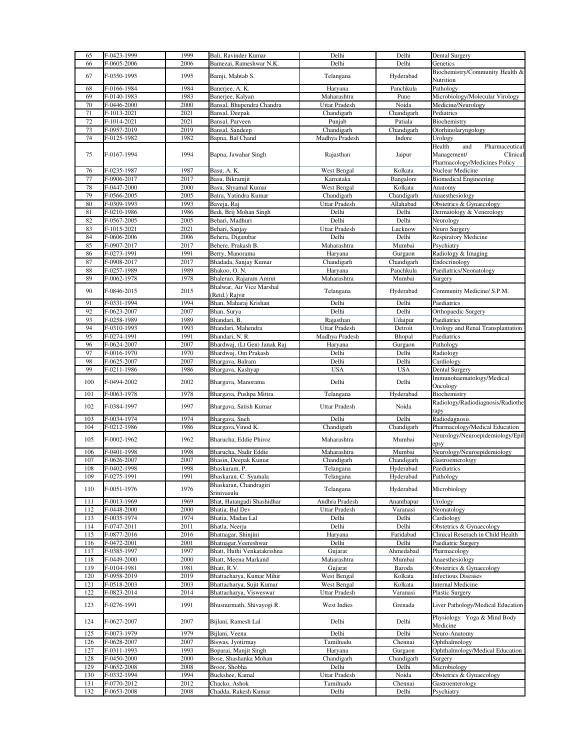| 65 | F-0423-1999 | 1999 | Bali, Ravinder Kumar | Delhi | Delhi | Dental Surgery |
|---|---|---|---|---|---|---|
| 66 | F-0605-2006 | 2006 | Bamezai, Rameshwar N.K. | Delhi | Delhi | Genetics |
| 67 | F-0350-1995 | 1995 | Bamji, Mahtab S. | Telangana | Hyderabad | Biochemistry/Community Health & Nutrition |
| 68 | F-0166-1984 | 1984 | Banerjee, A. K. | Haryana | Panchkula | Pathology |
| 69 | F-0140-1983 | 1983 | Banerjee, Kalyan | Maharashtra | Pune | Microbiology/Molecular Virology |
| 70 | F-0446-2000 | 2000 | Bansal, Bhupendra Chandra | Uttar Pradesh | Noida | Medicine/Neurology |
| 71 | F-1013-2021 | 2021 | Bansal, Deepak | Chandigarh | Chandigarh | Pediatrics |
| 72 | F-1014-2021 | 2021 | Bansal, Parveen | Punjab | Patiala | Biochemistry |
| 73 | F-0957-2019 | 2019 | Bansal, Sandeep | Chandigarh | Chandigarh | Otorhinolaryngology |
| 74 | F-0125-1982 | 1982 | Bapna, Bal Chand | Madhya Pradesh | Indore | Urology |
| 75 | F-0167-1994 | 1994 | Bapna, Jawahar Singh | Rajasthan | Jaipur | Health and Pharmaceutical Management/ Clinical Pharmacology/Medicines Policy |
| 76 | F-0235-1987 | 1987 | Basu, A. K. | West Bengal | Kolkata | Nuclear Medicine |
| 77 | F-0906-2017 | 2017 | Basu, Bikramjit | Karnataka | Bangalore | Biomedical Engineering |
| 78 | F-0447-2000 | 2000 | Basu, Shyamal Kumar | West Bengal | Kolkata | Anatomy |
| 79 | F-0566-2005 | 2005 | Batra, Yatindra Kumar | Chandigarh | Chandigarh | Anaesthesiology |
| 80 | F-0309-1993 | 1993 | Baveja, Raj | Uttar Pradesh | Allahabad | Obstetrics & Gynaecology |
| 81 | F-0210-1986 | 1986 | Bedi, Brij Mohan Singh | Delhi | Delhi | Dermatology & Venerology |
| 82 | F-0567-2005 | 2005 | Behari, Madhuri | Delhi | Delhi | Neurology |
| 83 | F-1015-2021 | 2021 | Behari, Sanjay | Uttar Pradesh | Lucknow | Neuro Surgery |
| 84 | F-0606-2006 | 2006 | Behera, Digambar | Delhi | Delhi | Respiratory Medicine |
| 85 | F-0907-2017 | 2017 | Behere, Prakash B. | Maharashtra | Mumbai | Psychiatry |
| 86 | F-0273-1991 | 1991 | Berry, Manorama | Haryana | Gurgaon | Radiology & Imaging |
| 87 | F-0908-2017 | 2017 | Bhadada, Sanjay Kumar | Chandigarh | Chandigarh | Endocrinology |
| 88 | F-0257-1989 | 1989 | Bhakoo, O. N. | Haryana | Panchkula | Paediatrics/Neonatology |
| 89 | F-0062-1978 | 1978 | Bhalerao, Rajaram Amrut | Maharashtra | Mumbai | Surgery |
| 90 | F-0846-2015 | 2015 | Bhalwar, Air Vice Marshal (Retd.) Rajvir | Telangana | Hyderabad | Community Medicine/ S.P.M. |
| 91 | F-0331-1994 | 1994 | Bhan, Maharaj Krishan | Delhi | Delhi | Paediatrics |
| 92 | F-0623-2007 | 2007 | Bhan, Surya | Delhi | Delhi | Orthopaedic Surgery |
| 93 | F-0258-1989 | 1989 | Bhandari, B. | Rajasthan | Udaipur | Paediatrics |
| 94 | F-0310-1993 | 1993 | Bhandari, Mahendra | Uttar Pradesh | Detroit | Urology and Renal Transplantation |
| 95 | F-0274-1991 | 1991 | Bhandari, N. R. | Madhya Pradesh | Bhopal | Paediatrics |
| 96 | F-0624-2007 | 2007 | Bhardwaj, (Lt Gen) Janak Raj | Haryana | Gurgaon | Pathology |
| 97 | F-0016-1970 | 1970 | Bhardwaj, Om Prakash | Delhi | Delhi | Radiology |
| 98 | F-0625-2007 | 2007 | Bhargava, Balram | Delhi | Delhi | Cardiology |
| 99 | F-0211-1986 | 1986 | Bhargava, Kashyap | USA | USA | Dental Surgery |
| 100 | F-0494-2002 | 2002 | Bhargava, Manorama | Delhi | Delhi | Immunohaematology/Medical Oncology |
| 101 | F-0063-1978 | 1978 | Bhargava, Pushpa Mittra | Telangana | Hyderabad | Biochemistry |
| 102 | F-0384-1997 | 1997 | Bhargava, Satish Kumar | Uttar Pradesh | Noida | Radiology/Radiodiagnosis/Radiotherapy |
| 103 | F-0034-1974 | 1974 | Bhargava, Sneh | Delhi | Delhi | Radiodagnosis |
| 104 | F-0212-1986 | 1986 | Bhargava,Vinod K. | Chandigarh | Chandigarh | Pharmacology/Medical Education |
| 105 | F-0002-1962 | 1962 | Bharucha, Eddie Phiroz | Maharashtra | Mumbai | Neurology/Neuroepidemiology/Epilepsy |
| 106 | F-0401-1998 | 1998 | Bharucha, Nadir Eddie | Maharashtra | Mumbai | Neurology/Neuroepidemiology |
| 107 | F-0626-2007 | 2007 | Bhasin, Deepak Kumar | Chandigarh | Chandigarh | Gastroenterology |
| 108 | F-0402-1998 | 1998 | Bhaskaram, P. | Telangana | Hyderabad | Paediatrics |
| 109 | F-0275-1991 | 1991 | Bhaskaran, C. Syamala | Telangana | Hyderabad | Pathology |
| 110 | F-0051-1976 | 1976 | Bhaskaran, Chandragiri Srinivasulu | Telangana | Hyderabad | Microbiology |
| 111 | F-0013-1969 | 1969 | Bhat, Hatangadi Shashidhar | Andhra Pradesh | Ananthapur | Urology |
| 112 | F-0448-2000 | 2000 | Bhatia, Bal Dev | Uttar Pradesh | Varanasi | Neonatology |
| 113 | F-0035-1974 | 1974 | Bhatia, Madan Lal | Delhi | Delhi | Cardiology |
| 114 | F-0747-2011 | 2011 | Bhatla, Neerja | Delhi | Delhi | Obstetrics & Gynaecology |
| 115 | F-0877-2016 | 2016 | Bhatnagar, Shinjini | Haryana | Faridabad | Clinical Reserach in Child Health |
| 116 | F-0472-2001 | 2001 | Bhatnagar,Veereshwar | Delhi | Delhi | Paediatric Surgery |
| 117 | F-0385-1997 | 1997 | Bhatt, Huthi Venkatakrishna | Gujarat | Ahmedabad | Pharmacology |
| 118 | F-0449-2000 | 2000 | Bhatt, Meena Markand | Maharashtra | Mumbai | Anaesthesiology |
| 119 | F-0104-1981 | 1981 | Bhatt, R.V. | Gujarat | Baroda | Obstetrics & Gynaecology |
| 120 | F-0958-2019 | 2019 | Bhattacharya, Kumar Mihir | West Bengal | Kolkata | Infectious Diseases |
| 121 | F-0518-2003 | 2003 | Bhattacharya, Sujit Kumar | West Bengal | Kolkata | Internal Medicine |
| 122 | F-0823-2014 | 2014 | Bhattacharya, Visweswar | Uttar Pradesh | Varanasi | Plastic Surgery |
| 123 | F-0276-1991 | 1991 | Bhusnurmath, Shivayogi R. | West Indies | Grenada | Liver Pathology/Medical Education |
| 124 | F-0627-2007 | 2007 | Bijlani, Ramesh Lal | Delhi | Delhi | Physiology Yoga & Mind Body Medicine |
| 125 | F-0073-1979 | 1979 | Bijlani, Veena | Delhi | Delhi | Neuro-Anatomy |
| 126 | F-0628-2007 | 2007 | Biswas, Jyotirmay | Tamilnadu | Chennai | Ophthalmology |
| 127 | F-0311-1993 | 1993 | Boparai, Manjit Singh | Haryana | Gurgaon | Ophthalmology/Medical Education |
| 128 | F-0450-2000 | 2000 | Bose, Shashanka Mohan | Chandigarh | Chandigarh | Surgery |
| 129 | F-0652-2008 | 2008 | Broor, Shobha | Delhi | Delhi | Microbiology |
| 130 | F-0332-1994 | 1994 | Buckshee, Kamal | Uttar Pradesh | Noida | Obstetrics & Gynaecology |
| 131 | F-0770-2012 | 2012 | Chacko, Ashok | Tamilnadu | Chennai | Gastroenterology |
| 132 | F-0653-2008 | 2008 | Chadda, Rakesh Kumar | Delhi | Delhi | Psychiatry |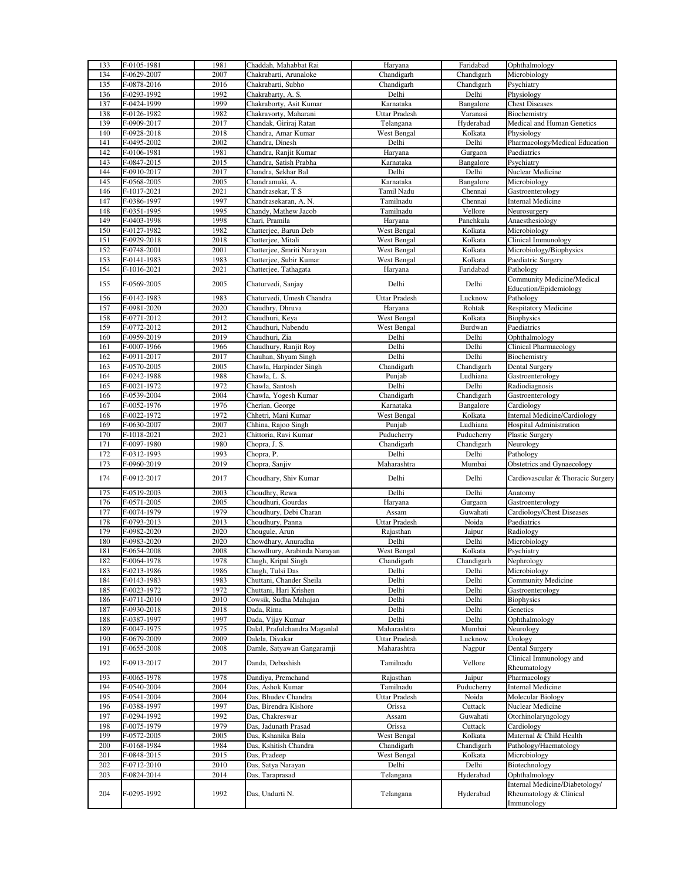| 133 | F-0105-1981 | 1981 | Chaddah, Mahabbat Rai | Haryana | Faridabad | Ophthalmology |
|---|---|---|---|---|---|---|
| 134 | F-0629-2007 | 2007 | Chakrabarti, Arunaloke | Chandigarh | Chandigarh | Microbiology |
| 135 | F-0878-2016 | 2016 | Chakrabarti, Subho | Chandigarh | Chandigarh | Psychiatry |
| 136 | F-0293-1992 | 1992 | Chakrabarty, A. S. | Delhi | Delhi | Physiology |
| 137 | F-0424-1999 | 1999 | Chakraborty, Asit Kumar | Karnataka | Bangalore | Chest Diseases |
| 138 | F-0126-1982 | 1982 | Chakravorty, Maharani | Uttar Pradesh | Varanasi | Biochemistry |
| 139 | F-0909-2017 | 2017 | Chandak, Giriraj Ratan | Telangana | Hyderabad | Medical and Human Genetics |
| 140 | F-0928-2018 | 2018 | Chandra, Amar Kumar | West Bengal | Kolkata | Physiology |
| 141 | F-0495-2002 | 2002 | Chandra, Dinesh | Delhi | Delhi | Pharmacology/Medical Education |
| 142 | F-0106-1981 | 1981 | Chandra, Ranjit Kumar | Haryana | Gurgaon | Paediatrics |
| 143 | F-0847-2015 | 2015 | Chandra, Satish Prabha | Karnataka | Bangalore | Psychiatry |
| 144 | F-0910-2017 | 2017 | Chandra, Sekhar Bal | Delhi | Delhi | Nuclear Medicine |
| 145 | F-0568-2005 | 2005 | Chandramuki, A. | Karnataka | Bangalore | Microbiology |
| 146 | F-1017-2021 | 2021 | Chandrasekar, T S | Tamil Nadu | Chennai | Gastroenterology |
| 147 | F-0386-1997 | 1997 | Chandrasekaran, A. N. | Tamilnadu | Chennai | Internal Medicine |
| 148 | F-0351-1995 | 1995 | Chandy, Mathew Jacob | Tamilnadu | Vellore | Neurosurgery |
| 149 | F-0403-1998 | 1998 | Chari, Pramila | Haryana | Panchkula | Anaesthesiology |
| 150 | F-0127-1982 | 1982 | Chatterjee, Barun Deb | West Bengal | Kolkata | Microbiology |
| 151 | F-0929-2018 | 2018 | Chatterjee, Mitali | West Bengal | Kolkata | Clinical Immunology |
| 152 | F-0748-2001 | 2001 | Chatterjee, Smriti Narayan | West Bengal | Kolkata | Microbiology/Biophysics |
| 153 | F-0141-1983 | 1983 | Chatterjee, Subir Kumar | West Bengal | Kolkata | Paediatric Surgery |
| 154 | F-1016-2021 | 2021 | Chatterjee, Tathagata | Haryana | Faridabad | Pathology |
| 155 | F-0569-2005 | 2005 | Chaturvedi, Sanjay | Delhi | Delhi | Community Medicine/Medical Education/Epidemiology |
| 156 | F-0142-1983 | 1983 | Chaturvedi, Umesh Chandra | Uttar Pradesh | Lucknow | Pathology |
| 157 | F-0981-2020 | 2020 | Chaudhry, Dhruva | Haryana | Rohtak | Respitatory Medicine |
| 158 | F-0771-2012 | 2012 | Chaudhuri, Keya | West Bengal | Kolkata | Biophysics |
| 159 | F-0772-2012 | 2012 | Chaudhuri, Nabendu | West Bengal | Burdwan | Paediatrics |
| 160 | F-0959-2019 | 2019 | Chaudhuri, Zia | Delhi | Delhi | Ophthalmology |
| 161 | F-0007-1966 | 1966 | Chaudhury, Ranjit Roy | Delhi | Delhi | Clinical Pharmacology |
| 162 | F-0911-2017 | 2017 | Chauhan, Shyam Singh | Delhi | Delhi | Biochemistry |
| 163 | F-0570-2005 | 2005 | Chawla, Harpinder Singh | Chandigarh | Chandigarh | Dental Surgery |
| 164 | F-0242-1988 | 1988 | Chawla, L. S. | Punjab | Ludhiana | Gastroenterology |
| 165 | F-0021-1972 | 1972 | Chawla, Santosh | Delhi | Delhi | Radiodiagnosis |
| 166 | F-0539-2004 | 2004 | Chawla, Yogesh Kumar | Chandigarh | Chandigarh | Gastroenterology |
| 167 | F-0052-1976 | 1976 | Cherian, George | Karnataka | Bangalore | Cardiology |
| 168 | F-0022-1972 | 1972 | Chhetri, Mani Kumar | West Bengal | Kolkata | Internal Medicine/Cardiology |
| 169 | F-0630-2007 | 2007 | Chhina, Rajoo Singh | Punjab | Ludhiana | Hospital Administration |
| 170 | F-1018-2021 | 2021 | Chittoria, Ravi Kumar | Puducherry | Puducherry | Plastic Surgery |
| 171 | F-0097-1980 | 1980 | Chopra, J. S. | Chandigarh | Chandigarh | Neurology |
| 172 | F-0312-1993 | 1993 | Chopra, P. | Delhi | Delhi | Pathology |
| 173 | F-0960-2019 | 2019 | Chopra, Sanjiv | Maharashtra | Mumbai | Obstetrics and Gynaecology |
| 174 | F-0912-2017 | 2017 | Choudhary, Shiv Kumar | Delhi | Delhi | Cardiovascular & Thoracic Surgery |
| 175 | F-0519-2003 | 2003 | Choudhry, Rewa | Delhi | Delhi | Anatomy |
| 176 | F-0571-2005 | 2005 | Choudhuri, Gourdas | Haryana | Gurgaon | Gastroenterology |
| 177 | F-0074-1979 | 1979 | Choudhury, Debi Charan | Assam | Guwahati | Cardiology/Chest Diseases |
| 178 | F-0793-2013 | 2013 | Choudhury, Panna | Uttar Pradesh | Noida | Paediatrics |
| 179 | F-0982-2020 | 2020 | Chougule, Arun | Rajasthan | Jaipur | Radiology |
| 180 | F-0983-2020 | 2020 | Chowdhary, Anuradha | Delhi | Delhi | Microbiology |
| 181 | F-0654-2008 | 2008 | Chowdhury, Arabinda Narayan | West Bengal | Kolkata | Psychiatry |
| 182 | F-0064-1978 | 1978 | Chugh, Kripal Singh | Chandigarh | Chandigarh | Nephrology |
| 183 | F-0213-1986 | 1986 | Chugh, Tulsi Das | Delhi | Delhi | Microbiology |
| 184 | F-0143-1983 | 1983 | Chuttani, Chander Sheila | Delhi | Delhi | Community Medicine |
| 185 | F-0023-1972 | 1972 | Chuttani, Hari Krishen | Delhi | Delhi | Gastroenterology |
| 186 | F-0711-2010 | 2010 | Cowsik, Sudha Mahajan | Delhi | Delhi | Biophysics |
| 187 | F-0930-2018 | 2018 | Dada, Rima | Delhi | Delhi | Genetics |
| 188 | F-0387-1997 | 1997 | Dada, Vijay Kumar | Delhi | Delhi | Ophthalmology |
| 189 | F-0047-1975 | 1975 | Dalal, Prafulchandra Maganlal | Maharashtra | Mumbai | Neurology |
| 190 | F-0679-2009 | 2009 | Dalela, Divakar | Uttar Pradesh | Lucknow | Urology |
| 191 | F-0655-2008 | 2008 | Damle, Satyawan Gangaramji | Maharashtra | Nagpur | Dental Surgery |
| 192 | F-0913-2017 | 2017 | Danda, Debashish | Tamilnadu | Vellore | Clinical Immunology and Rheumatology |
| 193 | F-0065-1978 | 1978 | Dandiya, Premchand | Rajasthan | Jaipur | Pharmacology |
| 194 | F-0540-2004 | 2004 | Das, Ashok Kumar | Tamilnadu | Puducherry | Internal Medicine |
| 195 | F-0541-2004 | 2004 | Das, Bhudev Chandra | Uttar Pradesh | Noida | Molecular Biology |
| 196 | F-0388-1997 | 1997 | Das, Birendra Kishore | Orissa | Cuttack | Nuclear Medicine |
| 197 | F-0294-1992 | 1992 | Das, Chakreswar | Assam | Guwahati | Otorhinolaryngology |
| 198 | F-0075-1979 | 1979 | Das, Jadunath Prasad | Orissa | Cuttack | Cardiology |
| 199 | F-0572-2005 | 2005 | Das, Kshanika Bala | West Bengal | Kolkata | Maternal & Child Health |
| 200 | F-0168-1984 | 1984 | Das, Kshitish Chandra | Chandigarh | Chandigarh | Pathology/Haematology |
| 201 | F-0848-2015 | 2015 | Das, Pradeep | West Bengal | Kolkata | Microbiology |
| 202 | F-0712-2010 | 2010 | Das, Satya Narayan | Delhi | Delhi | Biotechnology |
| 203 | F-0824-2014 | 2014 | Das, Taraprasad | Telangana | Hyderabad | Ophthalmology |
| 204 | F-0295-1992 | 1992 | Das, Undurti N. | Telangana | Hyderabad | Internal Medicine/Diabetology/ Rheumatology & Clinical Immunology |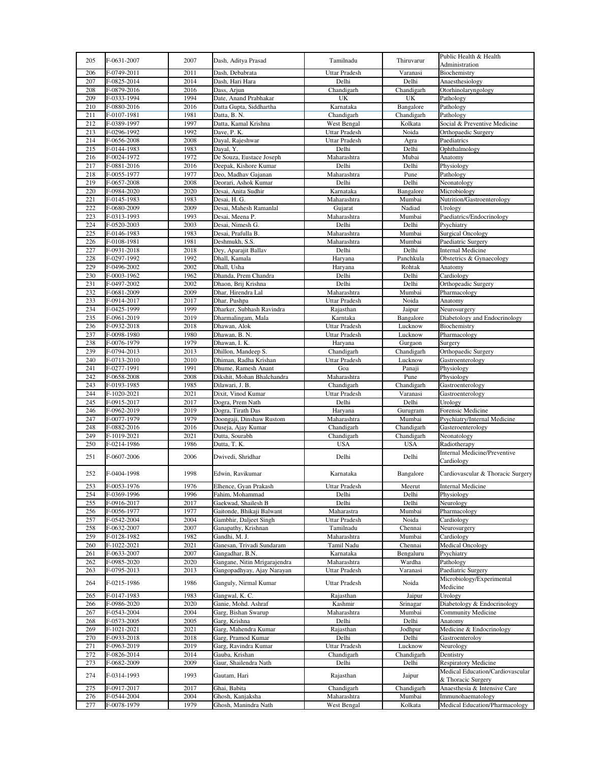| 205 | F-0631-2007 | 2007 | Dash, Aditya Prasad | Tamilnadu | Thiruvarur | Public Health & Health Administration |
|---|---|---|---|---|---|---|
| 206 | F-0749-2011 | 2011 | Dash, Debabrata | Uttar Pradesh | Varanasi | Biochemistry |
| 207 | F-0825-2014 | 2014 | Dash, Hari Hara | Delhi | Delhi | Anaesthesiology |
| 208 | F-0879-2016 | 2016 | Dass, Arjun | Chandigarh | Chandigarh | Otorhinolaryngology |
| 209 | F-0333-1994 | 1994 | Date, Anand Prabhakar | UK | UK | Pathology |
| 210 | F-0880-2016 | 2016 | Datta Gupta, Siddhartha | Karnataka | Bangalore | Pathology |
| 211 | F-0107-1981 | 1981 | Datta, B. N. | Chandigarh | Chandigarh | Pathology |
| 212 | F-0389-1997 | 1997 | Datta, Kamal Krishna | West Bengal | Kolkata | Social & Preventive Medicine |
| 213 | F-0296-1992 | 1992 | Dave, P. K. | Uttar Pradesh | Noida | Orthopaedic Surgery |
| 214 | F-0656-2008 | 2008 | Dayal, Rajeshwar | Uttar Pradesh | Agra | Paediatrics |
| 215 | F-0144-1983 | 1983 | Dayal, Y. | Delhi | Delhi | Ophthalmology |
| 216 | F-0024-1972 | 1972 | De Souza, Eustace Joseph | Maharashtra | Mubai | Anatomy |
| 217 | F-0881-2016 | 2016 | Deepak, Kishore Kumar | Delhi | Delhi | Physiology |
| 218 | F-0055-1977 | 1977 | Deo, Madhav Gajanan | Maharashtra | Pune | Pathology |
| 219 | F-0657-2008 | 2008 | Deorari, Ashok Kumar | Delhi | Delhi | Neonatology |
| 220 | F-0984-2020 | 2020 | Desai, Anita Sudhir | Karnataka | Bangalore | Microbiology |
| 221 | F-0145-1983 | 1983 | Desai, H. G. | Maharashtra | Mumbai | Nutrition/Gastroenterology |
| 222 | F-0680-2009 | 2009 | Desai, Mahesh Ramanlal | Gujarat | Nadiad | Urology |
| 223 | F-0313-1993 | 1993 | Desai, Meena P. | Maharashtra | Mumbai | Paediatrics/Endocrinology |
| 224 | F-0520-2003 | 2003 | Desai, Nimesh G. | Delhi | Delhi | Psychiatry |
| 225 | F-0146-1983 | 1983 | Desai, Prafulla B. | Maharashtra | Mumbai | Surgical Oncology |
| 226 | F-0108-1981 | 1981 | Deshmukh, S.S. | Maharashtra | Mumbai | Paediatric Surgery |
| 227 | F-0931-2018 | 2018 | Dey, Aparajit Ballav | Delhi | Delhi | Internal Medicine |
| 228 | F-0297-1992 | 1992 | Dhall, Kamala | Haryana | Panchkula | Obstetrics & Gynaecology |
| 229 | F-0496-2002 | 2002 | Dhall, Usha | Haryana | Rohtak | Anatomy |
| 230 | F-0003-1962 | 1962 | Dhanda, Prem Chandra | Delhi | Delhi | Cardiology |
| 231 | F-0497-2002 | 2002 | Dhaon, Brij Krishna | Delhi | Delhi | Orthopeadic Surgery |
| 232 | F-0681-2009 | 2009 | Dhar, Hirendra Lal | Maharashtra | Mumbai | Pharmacology |
| 233 | F-0914-2017 | 2017 | Dhar, Pushpa | Uttar Pradesh | Noida | Anatomy |
| 234 | F-0425-1999 | 1999 | Dharker, Subhash Ravindra | Rajasthan | Jaipur | Neurosurgery |
| 235 | F-0961-2019 | 2019 | Dharmalingam, Mala | Karntaka | Bangalore | Diabetology and Endocrinology |
| 236 | F-0932-2018 | 2018 | Dhawan, Alok | Uttar Pradesh | Lucknow | Biochemistry |
| 237 | F-0098-1980 | 1980 | Dhawan, B. N. | Uttar Pradesh | Lucknow | Pharmacology |
| 238 | F-0076-1979 | 1979 | Dhawan, I. K. | Haryana | Gurgaon | Surgery |
| 239 | F-0794-2013 | 2013 | Dhillon, Mandeep S. | Chandigarh | Chandigarh | Orthopaedic Surgery |
| 240 | F-0713-2010 | 2010 | Dhiman, Radha Krishan | Uttar Pradesh | Lucknow | Gastroenterology |
| 241 | F-0277-1991 | 1991 | Dhume, Ramesh Anant | Goa | Panaji | Physiology |
| 242 | F-0658-2008 | 2008 | Dikshit, Mohan Bhalchandra | Maharashtra | Pune | Physiology |
| 243 | F-0193-1985 | 1985 | Dilawari, J. B. | Chandigarh | Chandigarh | Gastroenterology |
| 244 | F-1020-2021 | 2021 | Dixit, Vinod Kumar | Uttar Pradesh | Varanasi | Gastroenterology |
| 245 | F-0915-2017 | 2017 | Dogra, Prem Nath | Delhi | Delhi | Urology |
| 246 | F-0962-2019 | 2019 | Dogra, Tirath Das | Haryana | Gurugram | Forensic Medicine |
| 247 | F-0077-1979 | 1979 | Doongaji, Dinshaw Rustom | Maharashtra | Mumbai | Psychiatry/Internal Medicine |
| 248 | F-0882-2016 | 2016 | Duseja, Ajay Kumar | Chandigarh | Chandigarh | Gasteroenterology |
| 249 | F-1019-2021 | 2021 | Dutta, Sourabh | Chandigarh | Chandigarh | Neonatology |
| 250 | F-0214-1986 | 1986 | Dutta, T. K. | USA | USA | Radiotherapy |
| 251 | F-0607-2006 | 2006 | Dwivedi, Shridhar | Delhi | Delhi | Internal Medicine/Preventive Cardiology |
| 252 | F-0404-1998 | 1998 | Edwin, Ravikumar | Karnataka | Bangalore | Cardiovascular & Thoracic Surgery |
| 253 | F-0053-1976 | 1976 | Elhence, Gyan Prakash | Uttar Pradesh | Meerut | Internal Medicine |
| 254 | F-0369-1996 | 1996 | Fahim, Mohammad | Delhi | Delhi | Physiology |
| 255 | F-0916-2017 | 2017 | Gaekwad, Shailesh B | Delhi | Delhi | Neurology |
| 256 | F-0056-1977 | 1977 | Gaitonde, Bhikaji Balwant | Maharastra | Mumbai | Pharmacology |
| 257 | F-0542-2004 | 2004 | Gambhir, Daljeet Singh | Uttar Pradesh | Noida | Cardiology |
| 258 | F-0632-2007 | 2007 | Ganapathy, Krishnan | Tamilnadu | Chennai | Neurosurgery |
| 259 | F-0128-1982 | 1982 | Gandhi, M. J. | Maharashtra | Mumbai | Cardiology |
| 260 | F-1022-2021 | 2021 | Ganesan, Trivadi Sundaram | Tamil Nadu | Chennai | Medical Oncology |
| 261 | F-0633-2007 | 2007 | Gangadhar, B.N. | Karnataka | Bengaluru | Psychiatry |
| 262 | F-0985-2020 | 2020 | Gangane, Nitin Mrigarajendra | Maharashtra | Wardha | Pathology |
| 263 | F-0795-2013 | 2013 | Gangopadhyay, Ajay Narayan | Uttar Pradesh | Varanasi | Paediatric Surgery |
| 264 | F-0215-1986 | 1986 | Ganguly, Nirmal Kumar | Uttar Pradesh | Noida | Microbiology/Experimental Medicine |
| 265 | F-0147-1983 | 1983 | Gangwal, K. C. | Rajasthan | Jaipur | Urology |
| 266 | F-0986-2020 | 2020 | Ganie, Mohd. Ashraf | Kashmir | Srinagar | Diabetology & Endocrinology |
| 267 | F-0543-2004 | 2004 | Garg, Bishan Swarup | Maharashtra | Mumbai | Community Medicine |
| 268 | F-0573-2005 | 2005 | Garg, Krishna | Delhi | Delhi | Anatomy |
| 269 | F-1021-2021 | 2021 | Garg, Mahendra Kumar | Rajasthan | Jodhpur | Medicine & Endocrinology |
| 270 | F-0933-2018 | 2018 | Garg, Pramod Kumar | Delhi | Delhi | Gastroenteroloy |
| 271 | F-0963-2019 | 2019 | Garg, Ravindra Kumar | Uttar Pradesh | Lucknow | Neurology |
| 272 | F-0826-2014 | 2014 | Gauba, Krishan | Chandigarh | Chandigarh | Dentistry |
| 273 | F-0682-2009 | 2009 | Gaur, Shailendra Nath | Delhi | Delhi | Respiratory Medicine |
| 274 | F-0314-1993 | 1993 | Gautam, Hari | Rajasthan | Jaipur | Medical Education/Cardiovascular & Thoracic Surgery |
| 275 | F-0917-2017 | 2017 | Ghai, Babita | Chandigarh | Chandigarh | Anaesthesia & Intensive Care |
| 276 | F-0544-2004 | 2004 | Ghosh, Kanjaksha | Maharashtra | Mumbai | Immunohaematology |
| 277 | F-0078-1979 | 1979 | Ghosh, Manindra Nath | West Bengal | Kolkata | Medical Education/Pharmacology |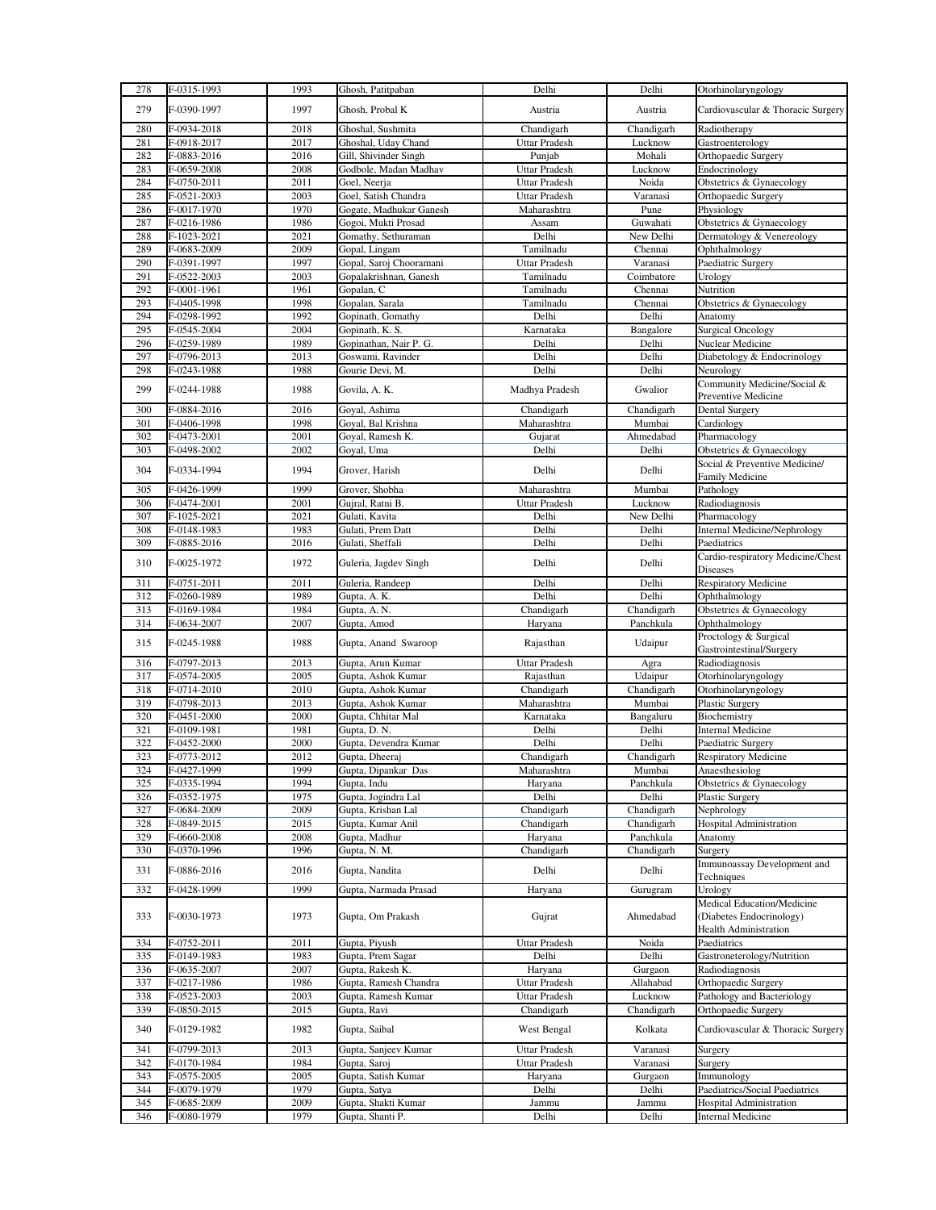| 278 | F-0315-1993 | 1993 | Ghosh, Patitpaban | Delhi | Delhi | Otorhinolaryngology |
|---|---|---|---|---|---|---|
| 279 | F-0390-1997 | 1997 | Ghosh, Probal K | Austria | Austria | Cardiovascular & Thoracic Surgery |
| 280 | F-0934-2018 | 2018 | Ghoshal, Sushmita | Chandigarh | Chandigarh | Radiotherapy |
| 281 | F-0918-2017 | 2017 | Ghoshal, Uday Chand | Uttar Pradesh | Lucknow | Gastroenterology |
| 282 | F-0883-2016 | 2016 | Gill, Shivinder Singh | Punjab | Mohali | Orthopaedic Surgery |
| 283 | F-0659-2008 | 2008 | Godbole, Madan Madhav | Uttar Pradesh | Lucknow | Endocrinology |
| 284 | F-0750-2011 | 2011 | Goel, Neerja | Uttar Pradesh | Noida | Obstetrics & Gynaecology |
| 285 | F-0521-2003 | 2003 | Goel, Satish Chandra | Uttar Pradesh | Varanasi | Orthopaedic Surgery |
| 286 | F-0017-1970 | 1970 | Gogate, Madhukar Ganesh | Maharashtra | Pune | Physiology |
| 287 | F-0216-1986 | 1986 | Gogoi, Mukti Prosad | Assam | Guwahati | Obstetrics & Gynaecology |
| 288 | F-1023-2021 | 2021 | Gomathy, Sethuraman | Delhi | New Delhi | Dermatology & Venereology |
| 289 | F-0683-2009 | 2009 | Gopal, Lingam | Tamilnadu | Chennai | Ophthalmology |
| 290 | F-0391-1997 | 1997 | Gopal, Saroj Chooramani | Uttar Pradesh | Varanasi | Paediatric Surgery |
| 291 | F-0522-2003 | 2003 | Gopalakrishnan, Ganesh | Tamilnadu | Coimbatore | Urology |
| 292 | F-0001-1961 | 1961 | Gopalan, C | Tamilnadu | Chennai | Nutrition |
| 293 | F-0405-1998 | 1998 | Gopalan, Sarala | Tamilnadu | Chennai | Obstetrics & Gynaecology |
| 294 | F-0298-1992 | 1992 | Gopinath, Gomathy | Delhi | Delhi | Anatomy |
| 295 | F-0545-2004 | 2004 | Gopinath, K. S. | Karnataka | Bangalore | Surgical Oncology |
| 296 | F-0259-1989 | 1989 | Gopinathan, Nair P. G. | Delhi | Delhi | Nuclear Medicine |
| 297 | F-0796-2013 | 2013 | Goswami, Ravinder | Delhi | Delhi | Diabetology & Endocrinology |
| 298 | F-0243-1988 | 1988 | Gourie Devi, M. | Delhi | Delhi | Neurology |
| 299 | F-0244-1988 | 1988 | Govila, A. K. | Madhya Pradesh | Gwalior | Community Medicine/Social & Preventive Medicine |
| 300 | F-0884-2016 | 2016 | Goyal, Ashima | Chandigarh | Chandigarh | Dental Surgery |
| 301 | F-0406-1998 | 1998 | Goyal, Bal Krishna | Maharashtra | Mumbai | Cardiology |
| 302 | F-0473-2001 | 2001 | Goyal, Ramesh K. | Gujarat | Ahmedabad | Pharmacology |
| 303 | F-0498-2002 | 2002 | Goyal, Uma | Delhi | Delhi | Obstetrics & Gynaecology |
| 304 | F-0334-1994 | 1994 | Grover, Harish | Delhi | Delhi | Social & Preventive Medicine/ Family Medicine |
| 305 | F-0426-1999 | 1999 | Grover, Shobha | Maharashtra | Mumbai | Pathology |
| 306 | F-0474-2001 | 2001 | Gujral, Ratni B. | Uttar Pradesh | Lucknow | Radiodiagnosis |
| 307 | F-1025-2021 | 2021 | Gulati, Kavita | Delhi | New Delhi | Pharmacology |
| 308 | F-0148-1983 | 1983 | Gulati, Prem Datt | Delhi | Delhi | Internal Medicine/Nephrology |
| 309 | F-0885-2016 | 2016 | Gulati, Sheffali | Delhi | Delhi | Paediatrics |
| 310 | F-0025-1972 | 1972 | Guleria, Jagdev Singh | Delhi | Delhi | Cardio-respiratory Medicine/Chest Diseases |
| 311 | F-0751-2011 | 2011 | Guleria, Randeep | Delhi | Delhi | Respiratory Medicine |
| 312 | F-0260-1989 | 1989 | Gupta, A. K. | Delhi | Delhi | Ophthalmology |
| 313 | F-0169-1984 | 1984 | Gupta, A. N. | Chandigarh | Chandigarh | Obstetrics & Gynaecology |
| 314 | F-0634-2007 | 2007 | Gupta, Amod | Haryana | Panchkula | Ophthalmology |
| 315 | F-0245-1988 | 1988 | Gupta, Anand Swaroop | Rajasthan | Udaipur | Proctology & Surgical Gastrointestinal/Surgery |
| 316 | F-0797-2013 | 2013 | Gupta, Arun Kumar | Uttar Pradesh | Agra | Radiodiagnosis |
| 317 | F-0574-2005 | 2005 | Gupta, Ashok Kumar | Rajasthan | Udaipur | Otorhinolaryngology |
| 318 | F-0714-2010 | 2010 | Gupta, Ashok Kumar | Chandigarh | Chandigarh | Otorhinolaryngology |
| 319 | F-0798-2013 | 2013 | Gupta, Ashok Kumar | Maharashtra | Mumbai | Plastic Surgery |
| 320 | F-0451-2000 | 2000 | Gupta, Chhitar Mal | Karnataka | Bangaluru | Biochemistry |
| 321 | F-0109-1981 | 1981 | Gupta, D. N. | Delhi | Delhi | Internal Medicine |
| 322 | F-0452-2000 | 2000 | Gupta, Devendra Kumar | Delhi | Delhi | Paediatric Surgery |
| 323 | F-0773-2012 | 2012 | Gupta, Dheeraj | Chandigarh | Chandigarh | Respiratory Medicine |
| 324 | F-0427-1999 | 1999 | Gupta, Dipankar Das | Maharashtra | Mumbai | Anaesthesiolog |
| 325 | F-0335-1994 | 1994 | Gupta, Indu | Haryana | Panchkula | Obstetrics & Gynaecology |
| 326 | F-0352-1975 | 1975 | Gupta, Jogindra Lal | Delhi | Delhi | Plastic Surgery |
| 327 | F-0684-2009 | 2009 | Gupta, Krishan Lal | Chandigarh | Chandigarh | Nephrology |
| 328 | F-0849-2015 | 2015 | Gupta, Kumar Anil | Chandigarh | Chandigarh | Hospital Administration |
| 329 | F-0660-2008 | 2008 | Gupta, Madhur | Haryana | Panchkula | Anatomy |
| 330 | F-0370-1996 | 1996 | Gupta, N. M. | Chandigarh | Chandigarh | Surgery |
| 331 | F-0886-2016 | 2016 | Gupta, Nandita | Delhi | Delhi | Immunoassay Development and Techniques |
| 332 | F-0428-1999 | 1999 | Gupta, Narmada Prasad | Haryana | Gurugram | Urology |
| 333 | F-0030-1973 | 1973 | Gupta, Om Prakash | Gujrat | Ahmedabad | Medical Education/Medicine (Diabetes Endocrinology) Health Administration |
| 334 | F-0752-2011 | 2011 | Gupta, Piyush | Uttar Pradesh | Noida | Paediatrics |
| 335 | F-0149-1983 | 1983 | Gupta, Prem Sagar | Delhi | Delhi | Gastroneterology/Nutrition |
| 336 | F-0635-2007 | 2007 | Gupta, Rakesh K. | Haryana | Gurgaon | Radiodiagnosis |
| 337 | F-0217-1986 | 1986 | Gupta, Ramesh Chandra | Uttar Pradesh | Allahabad | Orthopaedic Surgery |
| 338 | F-0523-2003 | 2003 | Gupta, Ramesh Kumar | Uttar Pradesh | Lucknow | Pathology and Bacteriology |
| 339 | F-0850-2015 | 2015 | Gupta, Ravi | Chandigarh | Chandigarh | Orthopaedic Surgery |
| 340 | F-0129-1982 | 1982 | Gupta, Saibal | West Bengal | Kolkata | Cardiovascular & Thoracic Surgery |
| 341 | F-0799-2013 | 2013 | Gupta, Sanjeev Kumar | Uttar Pradesh | Varanasi | Surgery |
| 342 | F-0170-1984 | 1984 | Gupta, Saroj | Uttar Pradesh | Varanasi | Surgery |
| 343 | F-0575-2005 | 2005 | Gupta, Satish Kumar | Haryana | Gurgaon | Immunology |
| 344 | F-0079-1979 | 1979 | Gupta, Satya | Delhi | Delhi | Paediatrics/Social Paediatrics |
| 345 | F-0685-2009 | 2009 | Gupta, Shakti Kumar | Jammu | Jammu | Hospital Administration |
| 346 | F-0080-1979 | 1979 | Gupta, Shanti P. | Delhi | Delhi | Internal Medicine |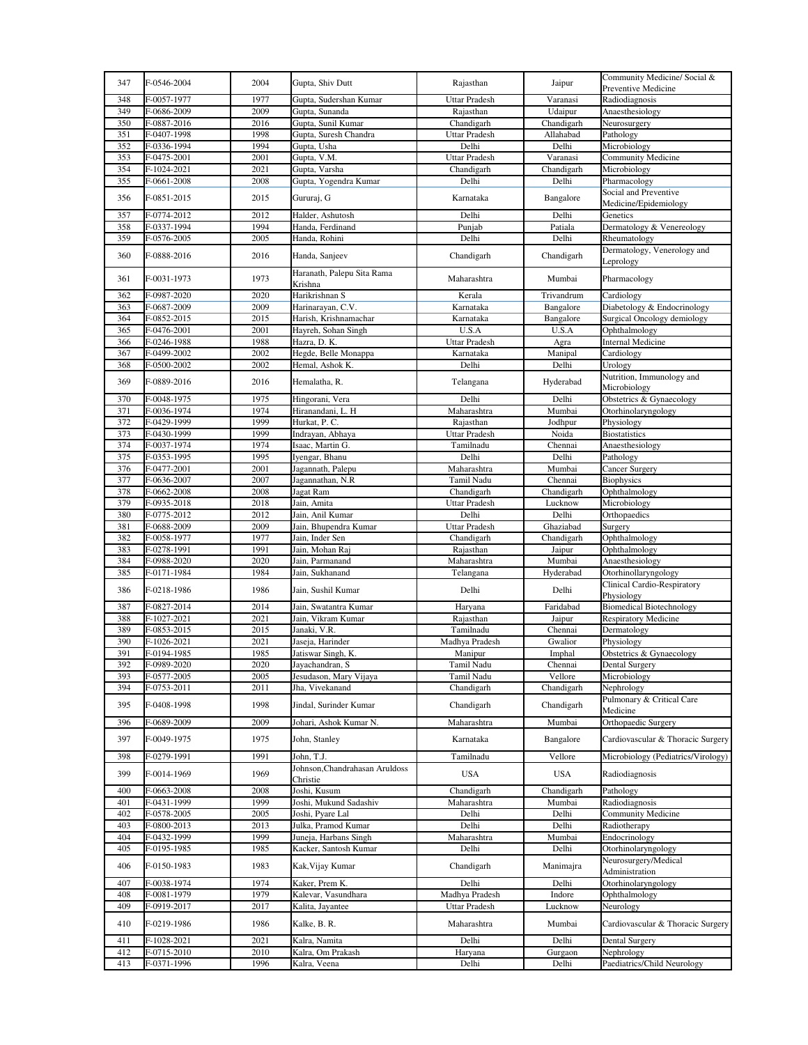| 347 | F-0546-2004 | 2004 | Gupta, Shiv Dutt | Rajasthan | Jaipur | Community Medicine/ Social & Preventive Medicine |
|---|---|---|---|---|---|---|
| 348 | F-0057-1977 | 1977 | Gupta, Sudershan Kumar | Uttar Pradesh | Varanasi | Radiodiagnosis |
| 349 | F-0686-2009 | 2009 | Gupta, Sunanda | Rajasthan | Udaipur | Anaesthesiology |
| 350 | F-0887-2016 | 2016 | Gupta, Sunil Kumar | Chandigarh | Chandigarh | Neurosurgery |
| 351 | F-0407-1998 | 1998 | Gupta, Suresh Chandra | Uttar Pradesh | Allahabad | Pathology |
| 352 | F-0336-1994 | 1994 | Gupta, Usha | Delhi | Delhi | Microbiology |
| 353 | F-0475-2001 | 2001 | Gupta, V.M. | Uttar Pradesh | Varanasi | Community Medicine |
| 354 | F-1024-2021 | 2021 | Gupta, Varsha | Chandigarh | Chandigarh | Microbiology |
| 355 | F-0661-2008 | 2008 | Gupta, Yogendra Kumar | Delhi | Delhi | Pharmacology |
| 356 | F-0851-2015 | 2015 | Gururaj, G | Karnataka | Bangalore | Social and Preventive Medicine/Epidemiology |
| 357 | F-0774-2012 | 2012 | Halder, Ashutosh | Delhi | Delhi | Genetics |
| 358 | F-0337-1994 | 1994 | Handa, Ferdinand | Punjab | Patiala | Dermatology & Venereology |
| 359 | F-0576-2005 | 2005 | Handa, Rohini | Delhi | Delhi | Rheumatology |
| 360 | F-0888-2016 | 2016 | Handa, Sanjeev | Chandigarh | Chandigarh | Dermatology, Venerology and Leprology |
| 361 | F-0031-1973 | 1973 | Haranath, Palepu Sita Rama Krishna | Maharashtra | Mumbai | Pharmacology |
| 362 | F-0987-2020 | 2020 | Harikrishnan S | Kerala | Trivandrum | Cardiology |
| 363 | F-0687-2009 | 2009 | Harinarayan, C.V. | Karnataka | Bangalore | Diabetology & Endocrinology |
| 364 | F-0852-2015 | 2015 | Harish, Krishnamachar | Karnataka | Bangalore | Surgical Oncology demiology |
| 365 | F-0476-2001 | 2001 | Hayreh, Sohan Singh | U.S.A | U.S.A | Ophthalmology |
| 366 | F-0246-1988 | 1988 | Hazra, D. K. | Uttar Pradesh | Agra | Internal Medicine |
| 367 | F-0499-2002 | 2002 | Hegde, Belle Monappa | Karnataka | Manipal | Cardiology |
| 368 | F-0500-2002 | 2002 | Hemal, Ashok K. | Delhi | Delhi | Urology |
| 369 | F-0889-2016 | 2016 | Hemalatha, R. | Telangana | Hyderabad | Nutrition, Immunology and Microbiology |
| 370 | F-0048-1975 | 1975 | Hingorani, Vera | Delhi | Delhi | Obstetrics & Gynaecology |
| 371 | F-0036-1974 | 1974 | Hiranandani, L. H | Maharashtra | Mumbai | Otorhinolaryngology |
| 372 | F-0429-1999 | 1999 | Hurkat, P. C. | Rajasthan | Jodhpur | Physiology |
| 373 | F-0430-1999 | 1999 | Indrayan, Abhaya | Uttar Pradesh | Noida | Biostatistics |
| 374 | F-0037-1974 | 1974 | Isaac, Martin G. | Tamilnadu | Chennai | Anaesthesiology |
| 375 | F-0353-1995 | 1995 | Iyengar, Bhanu | Delhi | Delhi | Pathology |
| 376 | F-0477-2001 | 2001 | Jagannath, Palepu | Maharashtra | Mumbai | Cancer Surgery |
| 377 | F-0636-2007 | 2007 | Jagannathan, N.R | Tamil Nadu | Chennai | Biophysics |
| 378 | F-0662-2008 | 2008 | Jagat Ram | Chandigarh | Chandigarh | Ophthalmology |
| 379 | F-0935-2018 | 2018 | Jain, Amita | Uttar Pradesh | Lucknow | Microbiology |
| 380 | F-0775-2012 | 2012 | Jain, Anil Kumar | Delhi | Delhi | Orthopaedics |
| 381 | F-0688-2009 | 2009 | Jain, Bhupendra Kumar | Uttar Pradesh | Ghaziabad | Surgery |
| 382 | F-0058-1977 | 1977 | Jain, Inder Sen | Chandigarh | Chandigarh | Ophthalmology |
| 383 | F-0278-1991 | 1991 | Jain, Mohan Raj | Rajasthan | Jaipur | Ophthalmology |
| 384 | F-0988-2020 | 2020 | Jain, Parmanand | Maharashtra | Mumbai | Anaesthesiology |
| 385 | F-0171-1984 | 1984 | Jain, Sukhanand | Telangana | Hyderabad | Otorhinollaryngology |
| 386 | F-0218-1986 | 1986 | Jain, Sushil Kumar | Delhi | Delhi | Clinical Cardio-Respiratory Physiology |
| 387 | F-0827-2014 | 2014 | Jain, Swatantra Kumar | Haryana | Faridabad | Biomedical Biotechnology |
| 388 | F-1027-2021 | 2021 | Jain, Vikram Kumar | Rajasthan | Jaipur | Respiratory Medicine |
| 389 | F-0853-2015 | 2015 | Janaki, V.R. | Tamilnadu | Chennai | Dermatology |
| 390 | F-1026-2021 | 2021 | Jaseja, Harinder | Madhya Pradesh | Gwalior | Physiology |
| 391 | F-0194-1985 | 1985 | Jatiswar Singh, K. | Manipur | Imphal | Obstetrics & Gynaecology |
| 392 | F-0989-2020 | 2020 | Jayachandran, S | Tamil Nadu | Chennai | Dental Surgery |
| 393 | F-0577-2005 | 2005 | Jesudason, Mary Vijaya | Tamil Nadu | Vellore | Microbiology |
| 394 | F-0753-2011 | 2011 | Jha, Vivekanand | Chandigarh | Chandigarh | Nephrology |
| 395 | F-0408-1998 | 1998 | Jindal, Surinder Kumar | Chandigarh | Chandigarh | Pulmonary & Critical Care Medicine |
| 396 | F-0689-2009 | 2009 | Johari, Ashok Kumar N. | Maharashtra | Mumbai | Orthopaedic Surgery |
| 397 | F-0049-1975 | 1975 | John, Stanley | Karnataka | Bangalore | Cardiovascular & Thoracic Surgery |
| 398 | F-0279-1991 | 1991 | John, T.J. | Tamilnadu | Vellore | Microbiology (Pediatrics/Virology) |
| 399 | F-0014-1969 | 1969 | Johnson,Chandrahasan Aruldoss Christie | USA | USA | Radiodiagnosis |
| 400 | F-0663-2008 | 2008 | Joshi, Kusum | Chandigarh | Chandigarh | Pathology |
| 401 | F-0431-1999 | 1999 | Joshi, Mukund Sadashiv | Maharashtra | Mumbai | Radiodiagnosis |
| 402 | F-0578-2005 | 2005 | Joshi, Pyare Lal | Delhi | Delhi | Community Medicine |
| 403 | F-0800-2013 | 2013 | Julka, Pramod Kumar | Delhi | Delhi | Radiotherapy |
| 404 | F-0432-1999 | 1999 | Juneja, Harbans Singh | Maharashtra | Mumbai | Endocrinology |
| 405 | F-0195-1985 | 1985 | Kacker, Santosh Kumar | Delhi | Delhi | Otorhinolaryngology |
| 406 | F-0150-1983 | 1983 | Kak,Vijay Kumar | Chandigarh | Manimajra | Neurosurgery/Medical Administration |
| 407 | F-0038-1974 | 1974 | Kaker, Prem K. | Delhi | Delhi | Otorhinolaryngology |
| 408 | F-0081-1979 | 1979 | Kalevar, Vasundhara | Madhya Pradesh | Indore | Ophthalmology |
| 409 | F-0919-2017 | 2017 | Kalita, Jayantee | Uttar Pradesh | Lucknow | Neurology |
| 410 | F-0219-1986 | 1986 | Kalke, B. R. | Maharashtra | Mumbai | Cardiovascular & Thoracic Surgery |
| 411 | F-1028-2021 | 2021 | Kalra, Namita | Delhi | Delhi | Dental Surgery |
| 412 | F-0715-2010 | 2010 | Kalra, Om Prakash | Haryana | Gurgaon | Nephrology |
| 413 | F-0371-1996 | 1996 | Kalra, Veena | Delhi | Delhi | Paediatrics/Child Neurology |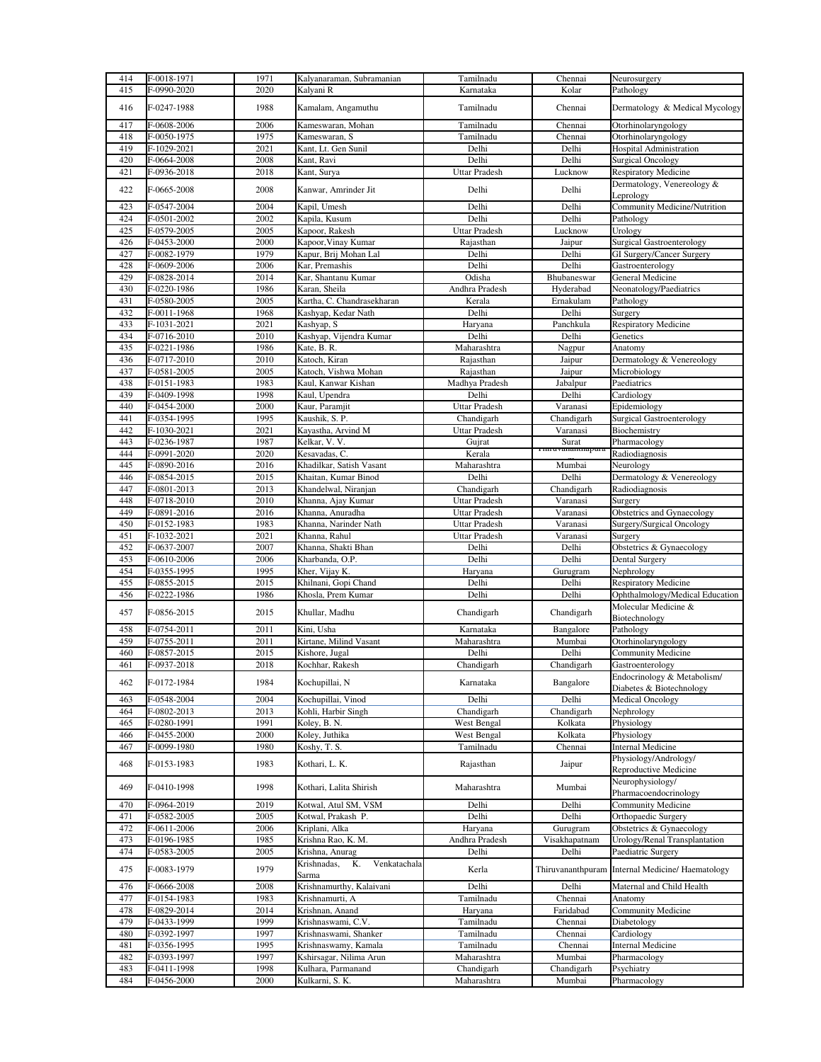| 414 | F-0018-1971 | 1971 | Kalyanaraman, Subramanian | Tamilnadu | Chennai | Neurosurgery |
|---|---|---|---|---|---|---|
| 415 | F-0990-2020 | 2020 | Kalyani R | Karnataka | Kolar | Pathology |
| 416 | F-0247-1988 | 1988 | Kamalam, Angamuthu | Tamilnadu | Chennai | Dermatology & Medical Mycology |
| 417 | F-0608-2006 | 2006 | Kameswaran, Mohan | Tamilnadu | Chennai | Otorhinolaryngology |
| 418 | F-0050-1975 | 1975 | Kameswaran, S | Tamilnadu | Chennai | Otorhinolaryngology |
| 419 | F-1029-2021 | 2021 | Kant, Lt. Gen Sunil | Delhi | Delhi | Hospital Administration |
| 420 | F-0664-2008 | 2008 | Kant, Ravi | Delhi | Delhi | Surgical Oncology |
| 421 | F-0936-2018 | 2018 | Kant, Surya | Uttar Pradesh | Lucknow | Respiratory Medicine |
| 422 | F-0665-2008 | 2008 | Kanwar, Amrinder Jit | Delhi | Delhi | Dermatology, Venereology & Leprology |
| 423 | F-0547-2004 | 2004 | Kapil, Umesh | Delhi | Delhi | Community Medicine/Nutrition |
| 424 | F-0501-2002 | 2002 | Kapila, Kusum | Delhi | Delhi | Pathology |
| 425 | F-0579-2005 | 2005 | Kapoor, Rakesh | Uttar Pradesh | Lucknow | Urology |
| 426 | F-0453-2000 | 2000 | Kapoor,Vinay Kumar | Rajasthan | Jaipur | Surgical Gastroenterology |
| 427 | F-0082-1979 | 1979 | Kapur, Brij Mohan Lal | Delhi | Delhi | GI Surgery/Cancer Surgery |
| 428 | F-0609-2006 | 2006 | Kar, Premashis | Delhi | Delhi | Gastroenterology |
| 429 | F-0828-2014 | 2014 | Kar, Shantanu Kumar | Odisha | Bhubaneswar | General Medicine |
| 430 | F-0220-1986 | 1986 | Karan, Sheila | Andhra Pradesh | Hyderabad | Neonatology/Paediatrics |
| 431 | F-0580-2005 | 2005 | Kartha, C. Chandrasekharan | Kerala | Ernakulam | Pathology |
| 432 | F-0011-1968 | 1968 | Kashyap, Kedar Nath | Delhi | Delhi | Surgery |
| 433 | F-1031-2021 | 2021 | Kashyap, S | Haryana | Panchkula | Respiratory Medicine |
| 434 | F-0716-2010 | 2010 | Kashyap, Vijendra Kumar | Delhi | Delhi | Genetics |
| 435 | F-0221-1986 | 1986 | Kate, B. R. | Maharashtra | Nagpur | Anatomy |
| 436 | F-0717-2010 | 2010 | Katoch, Kiran | Rajasthan | Jaipur | Dermatology & Venereology |
| 437 | F-0581-2005 | 2005 | Katoch, Vishwa Mohan | Rajasthan | Jaipur | Microbiology |
| 438 | F-0151-1983 | 1983 | Kaul, Kanwar Kishan | Madhya Pradesh | Jabalpur | Paediatrics |
| 439 | F-0409-1998 | 1998 | Kaul, Upendra | Delhi | Delhi | Cardiology |
| 440 | F-0454-2000 | 2000 | Kaur, Paramjit | Uttar Pradesh | Varanasi | Epidemiology |
| 441 | F-0354-1995 | 1995 | Kaushik, S. P. | Chandigarh | Chandigarh | Surgical Gastroenterology |
| 442 | F-1030-2021 | 2021 | Kayastha, Arvind M | Uttar Pradesh | Varanasi | Biochemistry |
| 443 | F-0236-1987 | 1987 | Kelkar, V. V. | Gujrat | Surat | Pharmacology |
| 444 | F-0991-2020 | 2020 | Kesavadas, C. | Kerala | Thiruvananthapura... | Radiodiagnosis |
| 445 | F-0890-2016 | 2016 | Khadilkar, Satish Vasant | Maharashtra | Mumbai | Neurology |
| 446 | F-0854-2015 | 2015 | Khaitan, Kumar Binod | Delhi | Delhi | Dermatology & Venereology |
| 447 | F-0801-2013 | 2013 | Khandelwal, Niranjan | Chandigarh | Chandigarh | Radiodiagnosis |
| 448 | F-0718-2010 | 2010 | Khanna, Ajay Kumar | Uttar Pradesh | Varanasi | Surgery |
| 449 | F-0891-2016 | 2016 | Khanna, Anuradha | Uttar Pradesh | Varanasi | Obstetrics and Gynaecology |
| 450 | F-0152-1983 | 1983 | Khanna, Narinder Nath | Uttar Pradesh | Varanasi | Surgery/Surgical Oncology |
| 451 | F-1032-2021 | 2021 | Khanna, Rahul | Uttar Pradesh | Varanasi | Surgery |
| 452 | F-0637-2007 | 2007 | Khanna, Shakti Bhan | Delhi | Delhi | Obstetrics & Gynaecology |
| 453 | F-0610-2006 | 2006 | Kharbanda, O.P. | Delhi | Delhi | Dental Surgery |
| 454 | F-0355-1995 | 1995 | Kher, Vijay K. | Haryana | Gurugram | Nephrology |
| 455 | F-0855-2015 | 2015 | Khilnani, Gopi Chand | Delhi | Delhi | Respiratory Medicine |
| 456 | F-0222-1986 | 1986 | Khosla, Prem Kumar | Delhi | Delhi | Ophthalmology/Medical Education |
| 457 | F-0856-2015 | 2015 | Khullar, Madhu | Chandigarh | Chandigarh | Molecular Medicine & Biotechnology |
| 458 | F-0754-2011 | 2011 | Kini, Usha | Karnataka | Bangalore | Pathology |
| 459 | F-0755-2011 | 2011 | Kirtane, Milind Vasant | Maharashtra | Mumbai | Otorhinolaryngology |
| 460 | F-0857-2015 | 2015 | Kishore, Jugal | Delhi | Delhi | Community Medicine |
| 461 | F-0937-2018 | 2018 | Kochhar, Rakesh | Chandigarh | Chandigarh | Gastroenterology |
| 462 | F-0172-1984 | 1984 | Kochupillai, N | Karnataka | Bangalore | Endocrinology & Metabolism/ Diabetes & Biotechnology |
| 463 | F-0548-2004 | 2004 | Kochupillai, Vinod | Delhi | Delhi | Medical Oncology |
| 464 | F-0802-2013 | 2013 | Kohli, Harbir Singh | Chandigarh | Chandigarh | Nephrology |
| 465 | F-0280-1991 | 1991 | Koley, B. N. | West Bengal | Kolkata | Physiology |
| 466 | F-0455-2000 | 2000 | Koley, Juthika | West Bengal | Kolkata | Physiology |
| 467 | F-0099-1980 | 1980 | Koshy, T. S. | Tamilnadu | Chennai | Internal Medicine |
| 468 | F-0153-1983 | 1983 | Kothari, L. K. | Rajasthan | Jaipur | Physiology/Andrology/ Reproductive Medicine |
| 469 | F-0410-1998 | 1998 | Kothari, Lalita Shirish | Maharashtra | Mumbai | Neurophysiology/ Pharmacoendocrinology |
| 470 | F-0964-2019 | 2019 | Kotwal, Atul SM, VSM | Delhi | Delhi | Community Medicine |
| 471 | F-0582-2005 | 2005 | Kotwal, Prakash P. | Delhi | Delhi | Orthopaedic Surgery |
| 472 | F-0611-2006 | 2006 | Kriplani, Alka | Haryana | Gurugram | Obstetrics & Gynaecology |
| 473 | F-0196-1985 | 1985 | Krishna Rao, K. M. | Andhra Pradesh | Visakhapatnam | Urology/Renal Transplantation |
| 474 | F-0583-2005 | 2005 | Krishna, Anurag | Delhi | Delhi | Paediatric Surgery |
| 475 | F-0083-1979 | 1979 | Krishnadas, K. Venkatachala Sarma | Kerla | Thiruvananthpuram | Internal Medicine/ Haematology |
| 476 | F-0666-2008 | 2008 | Krishnamurthy, Kalaivani | Delhi | Delhi | Maternal and Child Health |
| 477 | F-0154-1983 | 1983 | Krishnamurti, A | Tamilnadu | Chennai | Anatomy |
| 478 | F-0829-2014 | 2014 | Krishnan, Anand | Haryana | Faridabad | Community Medicine |
| 479 | F-0433-1999 | 1999 | Krishnaswami, C.V. | Tamilnadu | Chennai | Diabetology |
| 480 | F-0392-1997 | 1997 | Krishnaswami, Shanker | Tamilnadu | Chennai | Cardiology |
| 481 | F-0356-1995 | 1995 | Krishnaswamy, Kamala | Tamilnadu | Chennai | Internal Medicine |
| 482 | F-0393-1997 | 1997 | Kshirsagar, Nilima Arun | Maharashtra | Mumbai | Pharmacology |
| 483 | F-0411-1998 | 1998 | Kulhara, Parmanand | Chandigarh | Chandigarh | Psychiatry |
| 484 | F-0456-2000 | 2000 | Kulkarni, S. K. | Maharashtra | Mumbai | Pharmacology |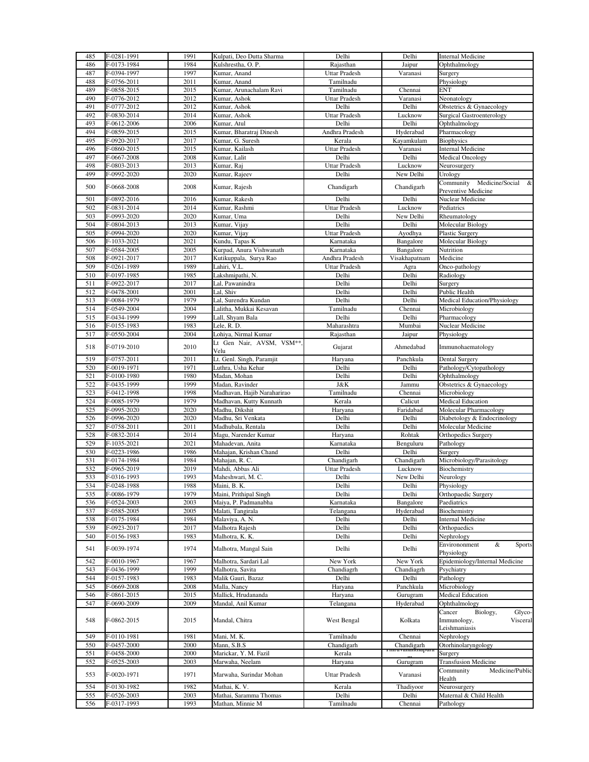| 485 | F-0281-1991 | 1991 | Kulpati, Deo Dutta Sharma | Delhi | Delhi | Internal Medicine |
|---|---|---|---|---|---|---|
| 486 | F-0173-1984 | 1984 | Kulshrestha, O. P. | Rajasthan | Jaipur | Ophthalmology |
| 487 | F-0394-1997 | 1997 | Kumar, Anand | Uttar Pradesh | Varanasi | Surgery |
| 488 | F-0756-2011 | 2011 | Kumar, Anand | Tamilnadu | | Physiology |
| 489 | F-0858-2015 | 2015 | Kumar, Arunachalam Ravi | Tamilnadu | Chennai | ENT |
| 490 | F-0776-2012 | 2012 | Kumar, Ashok | Uttar Pradesh | Varanasi | Neonatology |
| 491 | F-0777-2012 | 2012 | Kumar, Ashok | Delhi | Delhi | Obstetrics & Gynaecology |
| 492 | F-0830-2014 | 2014 | Kumar, Ashok | Uttar Pradesh | Lucknow | Surgical Gastroenterology |
| 493 | F-0612-2006 | 2006 | Kumar, Atul | Delhi | Delhi | Ophthalmology |
| 494 | F-0859-2015 | 2015 | Kumar, Bharatraj Dinesh | Andhra Pradesh | Hyderabad | Pharmacology |
| 495 | F-0920-2017 | 2017 | Kumar, G. Suresh | Kerala | Kayamkulam | Biophysics |
| 496 | F-0860-2015 | 2015 | Kumar, Kailash | Uttar Pradesh | Varanasi | Internal Medicine |
| 497 | F-0667-2008 | 2008 | Kumar, Lalit | Delhi | Delhi | Medical Oncology |
| 498 | F-0803-2013 | 2013 | Kumar, Raj | Uttar Pradesh | Lucknow | Neurosurgery |
| 499 | F-0992-2020 | 2020 | Kumar, Rajeev | Delhi | New Delhi | Urology |
| 500 | F-0668-2008 | 2008 | Kumar, Rajesh | Chandigarh | Chandigarh | Community Medicine/Social & Preventive Medicine |
| 501 | F-0892-2016 | 2016 | Kumar, Rakesh | Delhi | Delhi | Nuclear Medicine |
| 502 | F-0831-2014 | 2014 | Kumar, Rashmi | Uttar Pradesh | Lucknow | Pediatrics |
| 503 | F-0993-2020 | 2020 | Kumar, Uma | Delhi | New Delhi | Rheumatology |
| 504 | F-0804-2013 | 2013 | Kumar, Vijay | Delhi | Delhi | Molecular Biology |
| 505 | F-0994-2020 | 2020 | Kumar, Vijay | Uttar Pradesh | Ayodhya | Plastic Surgery |
| 506 | F-1033-2021 | 2021 | Kundu, Tapas K | Karnataka | Bangalore | Molecular Biology |
| 507 | F-0584-2005 | 2005 | Kurpad, Anura Vishwanath | Karnataka | Bangalore | Nutrition |
| 508 | F-0921-2017 | 2017 | Kutikuppala, Surya Rao | Andhra Pradesh | Visakhapatnam | Medicine |
| 509 | F-0261-1989 | 1989 | Lahiri, V.L. | Uttar Pradesh | Agra | Onco-pathology |
| 510 | F-0197-1985 | 1985 | Lakshmipathi, N. | Delhi | Delhi | Radiology |
| 511 | F-0922-2017 | 2017 | Lal, Pawanindra | Delhi | Delhi | Surgery |
| 512 | F-0478-2001 | 2001 | Lal, Shiv | Delhi | Delhi | Public Health |
| 513 | F-0084-1979 | 1979 | Lal, Surendra Kundan | Delhi | Delhi | Medical Education/Physiology |
| 514 | F-0549-2004 | 2004 | Lalitha, Mukkai Kesavan | Tamilnadu | Chennai | Microbiology |
| 515 | F-0434-1999 | 1999 | Lall, Shyam Bala | Delhi | Delhi | Pharmacology |
| 516 | F-0155-1983 | 1983 | Lele, R. D. | Maharashtra | Mumbai | Nuclear Medicine |
| 517 | F-0550-2004 | 2004 | Lohiya, Nirmal Kumar | Rajasthan | Jaipur | Physiology |
| 518 | F-0719-2010 | 2010 | Lt Gen Nair, AVSM, VSM**, Velu | Gujarat | Ahmedabad | Immunohaematology |
| 519 | F-0757-2011 | 2011 | Lt. Genl. Singh, Paramjit | Haryana | Panchkula | Dental Surgery |
| 520 | F-0019-1971 | 1971 | Luthra, Usha Kehar | Delhi | Delhi | Pathology/Cytopathology |
| 521 | F-0100-1980 | 1980 | Madan, Mohan | Delhi | Delhi | Ophthalmology |
| 522 | F-0435-1999 | 1999 | Madan, Ravinder | J&K | Jammu | Obstetrics & Gynaecology |
| 523 | F-0412-1998 | 1998 | Madhavan, Hajib Naraharirao | Tamilnadu | Chennai | Microbiology |
| 524 | F-0085-1979 | 1979 | Madhavan, Kutty Kunnath | Kerala | Calicut | Medical Education |
| 525 | F-0995-2020 | 2020 | Madhu, Dikshit | Haryana | Faridabad | Molecular Pharmacology |
| 526 | F-0996-2020 | 2020 | Madhu, Sri Venkata | Delhi | Delhi | Diabetology & Endocrinology |
| 527 | F-0758-2011 | 2011 | Madhubala, Rentala | Delhi | Delhi | Molecular Medicine |
| 528 | F-0832-2014 | 2014 | Magu, Narender Kumar | Haryana | Rohtak | Orthopedics Surgery |
| 529 | F-1035-2021 | 2021 | Mahadevan, Anita | Karnataka | Benguluru | Pathology |
| 530 | F-0223-1986 | 1986 | Mahajan, Krishan Chand | Delhi | Delhi | Surgery |
| 531 | F-0174-1984 | 1984 | Mahajan, R. C. | Chandigarh | Chandigarh | Microbiology/Parasitology |
| 532 | F-0965-2019 | 2019 | Mahdi, Abbas Ali | Uttar Pradesh | Lucknow | Biochemistry |
| 533 | F-0316-1993 | 1993 | Maheshwari, M. C. | Delhi | New Delhi | Neurology |
| 534 | F-0248-1988 | 1988 | Maini, B. K. | Delhi | Delhi | Physiology |
| 535 | F-0086-1979 | 1979 | Maini, Prithipal Singh | Delhi | Delhi | Orthopaedic Surgery |
| 536 | F-0524-2003 | 2003 | Maiya, P. Padmanabha | Karnataka | Bangalore | Paediatrics |
| 537 | F-0585-2005 | 2005 | Malati, Tangirala | Telangana | Hyderabad | Biochemistry |
| 538 | F-0175-1984 | 1984 | Malaviya, A. N. | Delhi | Delhi | Internal Medicine |
| 539 | F-0923-2017 | 2017 | Malhotra Rajesh | Delhi | Delhi | Orthopaedics |
| 540 | F-0156-1983 | 1983 | Malhotra, K. K. | Delhi | Delhi | Nephrology |
| 541 | F-0039-1974 | 1974 | Malhotra, Mangal Sain | Delhi | Delhi | Environonment & Sports Physiology |
| 542 | F-0010-1967 | 1967 | Malhotra, Sardari Lal | New York | New York | Epidemiology/Internal Medicine |
| 543 | F-0436-1999 | 1999 | Malhotra, Savita | Chandiagrh | Chandiagrh | Psychiatry |
| 544 | F-0157-1983 | 1983 | Malik Gauri, Bazaz | Delhi | Delhi | Pathology |
| 545 | F-0669-2008 | 2008 | Malla, Nancy | Haryana | Panchkula | Microbiology |
| 546 | F-0861-2015 | 2015 | Mallick, Hrudananda | Haryana | Gurugram | Medical Education |
| 547 | F-0690-2009 | 2009 | Mandal, Anil Kumar | Telangana | Hyderabad | Ophthalmology |
| 548 | F-0862-2015 | 2015 | Mandal, Chitra | West Bengal | Kolkata | Cancer Biology, Glyco-Immunology, Visceral Leishmaniasis |
| 549 | F-0110-1981 | 1981 | Mani, M. K. | Tamilnadu | Chennai | Nephrology |
| 550 | F-0457-2000 | 2000 | Mann, S.B.S | Chandigarh | Chandigarh | Otorhinolaryngology |
| 551 | F-0458-2000 | 2000 | Marickar, Y. M. Fazil | Kerala | Thiruvananthapuram | Surgery |
| 552 | F-0525-2003 | 2003 | Marwaha, Neelam | Haryana | Gurugram | Transfusion Medicine |
| 553 | F-0020-1971 | 1971 | Marwaha, Surindar Mohan | Uttar Pradesh | Varanasi | Community Medicine/Public Health |
| 554 | F-0130-1982 | 1982 | Mathai, K. V. | Kerala | Thadiyoor | Neurosurgery |
| 555 | F-0526-2003 | 2003 | Mathai, Saramma Thomas | Delhi | Delhi | Maternal & Child Health |
| 556 | F-0317-1993 | 1993 | Mathan, Minnie M | Tamilnadu | Chennai | Pathology |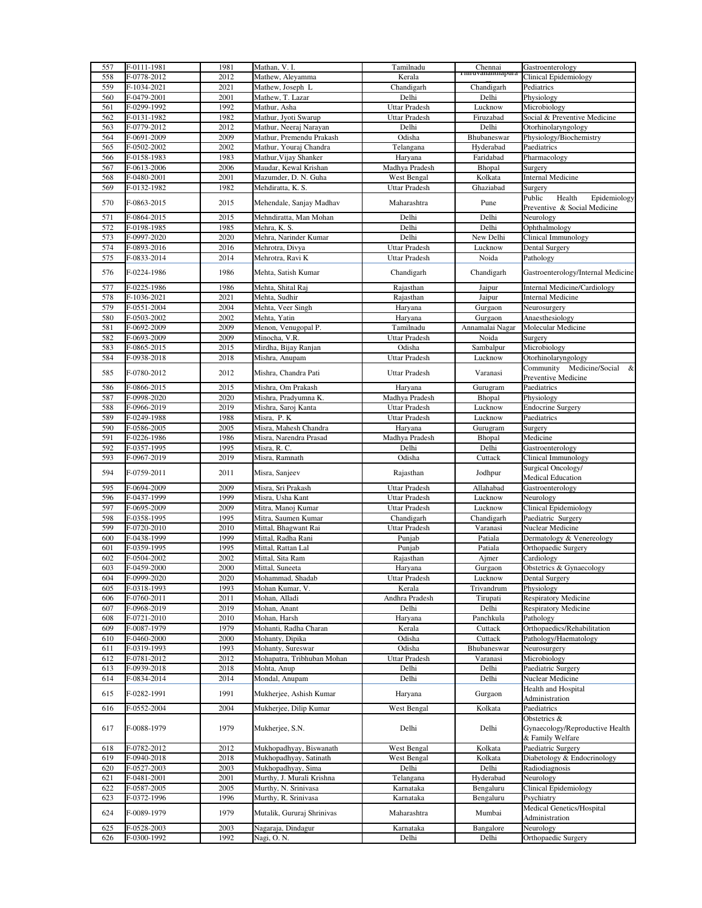| | | | | | | |
|---|---|---|---|---|---|---|
| 557 | F-0111-1981 | 1981 | Mathan, V. I. | Tamilnadu | Chennai | Gastroenterology |
| 558 | F-0778-2012 | 2012 | Mathew, Aleyamma | Kerala | Thiruvananthapura... | Clinical Epidemiology |
| 559 | F-1034-2021 | 2021 | Mathew, Joseph L | Chandigarh | Chandigarh | Pediatrics |
| 560 | F-0479-2001 | 2001 | Mathew, T. Lazar | Delhi | Delhi | Physiology |
| 561 | F-0299-1992 | 1992 | Mathur, Asha | Uttar Pradesh | Lucknow | Microbiology |
| 562 | F-0131-1982 | 1982 | Mathur, Jyoti Swarup | Uttar Pradesh | Firuzabad | Social & Preventive Medicine |
| 563 | F-0779-2012 | 2012 | Mathur, Neeraj Narayan | Delhi | Delhi | Otorhinolaryngology |
| 564 | F-0691-2009 | 2009 | Mathur, Premendu Prakash | Odisha | Bhubaneswar | Physiology/Biochemistry |
| 565 | F-0502-2002 | 2002 | Mathur, Youraj Chandra | Telangana | Hyderabad | Paediatrics |
| 566 | F-0158-1983 | 1983 | Mathur, Vijay Shanker | Haryana | Faridabad | Pharmacology |
| 567 | F-0613-2006 | 2006 | Maudar, Kewal Krishan | Madhya Pradesh | Bhopal | Surgery |
| 568 | F-0480-2001 | 2001 | Mazumder, D. N. Guha | West Bengal | Kolkata | Internal Medicine |
| 569 | F-0132-1982 | 1982 | Mehdiratta, K. S. | Uttar Pradesh | Ghaziabad | Surgery |
| 570 | F-0863-2015 | 2015 | Mehendale, Sanjay Madhav | Maharashtra | Pune | Public Health Epidemiology Preventive & Social Medicine |
| 571 | F-0864-2015 | 2015 | Mehndiratta, Man Mohan | Delhi | Delhi | Neurology |
| 572 | F-0198-1985 | 1985 | Mehra, K. S. | Delhi | Delhi | Ophthalmology |
| 573 | F-0997-2020 | 2020 | Mehra, Narinder Kumar | Delhi | New Delhi | Clinical Immunology |
| 574 | F-0893-2016 | 2016 | Mehrotra, Divya | Uttar Pradesh | Lucknow | Dental Surgery |
| 575 | F-0833-2014 | 2014 | Mehrotra, Ravi K | Uttar Pradesh | Noida | Pathology |
| 576 | F-0224-1986 | 1986 | Mehta, Satish Kumar | Chandigarh | Chandigarh | Gastroenterology/Internal Medicine |
| 577 | F-0225-1986 | 1986 | Mehta, Shital Raj | Rajasthan | Jaipur | Internal Medicine/Cardiology |
| 578 | F-1036-2021 | 2021 | Mehta, Sudhir | Rajasthan | Jaipur | Internal Medicine |
| 579 | F-0551-2004 | 2004 | Mehta, Veer Singh | Haryana | Gurgaon | Neurosurgery |
| 580 | F-0503-2002 | 2002 | Mehta, Yatin | Haryana | Gurgaon | Anaesthesiology |
| 581 | F-0692-2009 | 2009 | Menon, Venugopal P. | Tamilnadu | Annamalai Nagar | Molecular Medicine |
| 582 | F-0693-2009 | 2009 | Minocha, V.R. | Uttar Pradesh | Noida | Surgery |
| 583 | F-0865-2015 | 2015 | Mirdha, Bijay Ranjan | Odisha | Sambalpur | Microbiology |
| 584 | F-0938-2018 | 2018 | Mishra, Anupam | Uttar Pradesh | Lucknow | Otorhinolaryngology |
| 585 | F-0780-2012 | 2012 | Mishra, Chandra Pati | Uttar Pradesh | Varanasi | Community Medicine/Social & Preventive Medicine |
| 586 | F-0866-2015 | 2015 | Mishra, Om Prakash | Haryana | Gurugram | Paediatrics |
| 587 | F-0998-2020 | 2020 | Mishra, Pradyumna K. | Madhya Pradesh | Bhopal | Physiology |
| 588 | F-0966-2019 | 2019 | Mishra, Saroj Kanta | Uttar Pradesh | Lucknow | Endocrine Surgery |
| 589 | F-0249-1988 | 1988 | Misra, P. K | Uttar Pradesh | Lucknow | Paediatrics |
| 590 | F-0586-2005 | 2005 | Misra, Mahesh Chandra | Haryana | Gurugram | Surgery |
| 591 | F-0226-1986 | 1986 | Misra, Narendra Prasad | Madhya Pradesh | Bhopal | Medicine |
| 592 | F-0357-1995 | 1995 | Misra, R. C. | Delhi | Delhi | Gastroenterology |
| 593 | F-0967-2019 | 2019 | Misra, Ramnath | Odisha | Cuttack | Clinical Immunology |
| 594 | F-0759-2011 | 2011 | Misra, Sanjeev | Rajasthan | Jodhpur | Surgical Oncology/ Medical Education |
| 595 | F-0694-2009 | 2009 | Misra, Sri Prakash | Uttar Pradesh | Allahabad | Gastroenterology |
| 596 | F-0437-1999 | 1999 | Misra, Usha Kant | Uttar Pradesh | Lucknow | Neurology |
| 597 | F-0695-2009 | 2009 | Mitra, Manoj Kumar | Uttar Pradesh | Lucknow | Clinical Epidemiology |
| 598 | F-0358-1995 | 1995 | Mitra, Saumen Kumar | Chandigarh | Chandigarh | Paediatric Surgery |
| 599 | F-0720-2010 | 2010 | Mittal, Bhagwant Rai | Uttar Pradesh | Varanasi | Nuclear Medicine |
| 600 | F-0438-1999 | 1999 | Mittal, Radha Rani | Punjab | Patiala | Dermatology & Venereology |
| 601 | F-0359-1995 | 1995 | Mittal, Rattan Lal | Punjab | Patiala | Orthopaedic Surgery |
| 602 | F-0504-2002 | 2002 | Mittal, Sita Ram | Rajasthan | Ajmer | Cardiology |
| 603 | F-0459-2000 | 2000 | Mittal, Suneeta | Haryana | Gurgaon | Obstetrics & Gynaecology |
| 604 | F-0999-2020 | 2020 | Mohammad, Shadab | Uttar Pradesh | Lucknow | Dental Surgery |
| 605 | F-0318-1993 | 1993 | Mohan Kumar, V. | Kerala | Trivandrum | Physiology |
| 606 | F-0760-2011 | 2011 | Mohan, Alladi | Andhra Pradesh | Tirupati | Respiratory Medicine |
| 607 | F-0968-2019 | 2019 | Mohan, Anant | Delhi | Delhi | Respiratory Medicine |
| 608 | F-0721-2010 | 2010 | Mohan, Harsh | Haryana | Panchkula | Pathology |
| 609 | F-0087-1979 | 1979 | Mohanti, Radha Charan | Kerala | Cuttack | Orthopaedics/Rehabilitation |
| 610 | F-0460-2000 | 2000 | Mohanty, Dipika | Odisha | Cuttack | Pathology/Haematology |
| 611 | F-0319-1993 | 1993 | Mohanty, Sureswar | Odisha | Bhubaneswar | Neurosurgery |
| 612 | F-0781-2012 | 2012 | Mohapatra, Tribhuban Mohan | Uttar Pradesh | Varanasi | Microbiology |
| 613 | F-0939-2018 | 2018 | Mohta, Anup | Delhi | Delhi | Paediatric Surgery |
| 614 | F-0834-2014 | 2014 | Mondal, Anupam | Delhi | Delhi | Nuclear Medicine |
| 615 | F-0282-1991 | 1991 | Mukherjee, Ashish Kumar | Haryana | Gurgaon | Health and Hospital Administration |
| 616 | F-0552-2004 | 2004 | Mukherjee, Dilip Kumar | West Bengal | Kolkata | Paediatrics |
| 617 | F-0088-1979 | 1979 | Mukherjee, S.N. | Delhi | Delhi | Obstetrics & Gynaecology/Reproductive Health & Family Welfare |
| 618 | F-0782-2012 | 2012 | Mukhopadhyay, Biswanath | West Bengal | Kolkata | Paediatric Surgery |
| 619 | F-0940-2018 | 2018 | Mukhopadhyay, Satinath | West Bengal | Kolkata | Diabetology & Endocrinology |
| 620 | F-0527-2003 | 2003 | Mukhopadhyay, Sima | Delhi | Delhi | Radiodiagnosis |
| 621 | F-0481-2001 | 2001 | Murthy, J. Murali Krishna | Telangana | Hyderabad | Neurology |
| 622 | F-0587-2005 | 2005 | Murthy, N. Srinivasa | Karnataka | Bengaluru | Clinical Epidemiology |
| 623 | F-0372-1996 | 1996 | Murthy, R. Srinivasa | Karnataka | Bengaluru | Psychiatry |
| 624 | F-0089-1979 | 1979 | Mutalik, Gururaj Shrinivas | Maharashtra | Mumbai | Medical Genetics/Hospital Administration |
| 625 | F-0528-2003 | 2003 | Nagaraja, Dindagur | Karnataka | Bangalore | Neurology |
| 626 | F-0300-1992 | 1992 | Nagi, O. N. | Delhi | Delhi | Orthopaedic Surgery |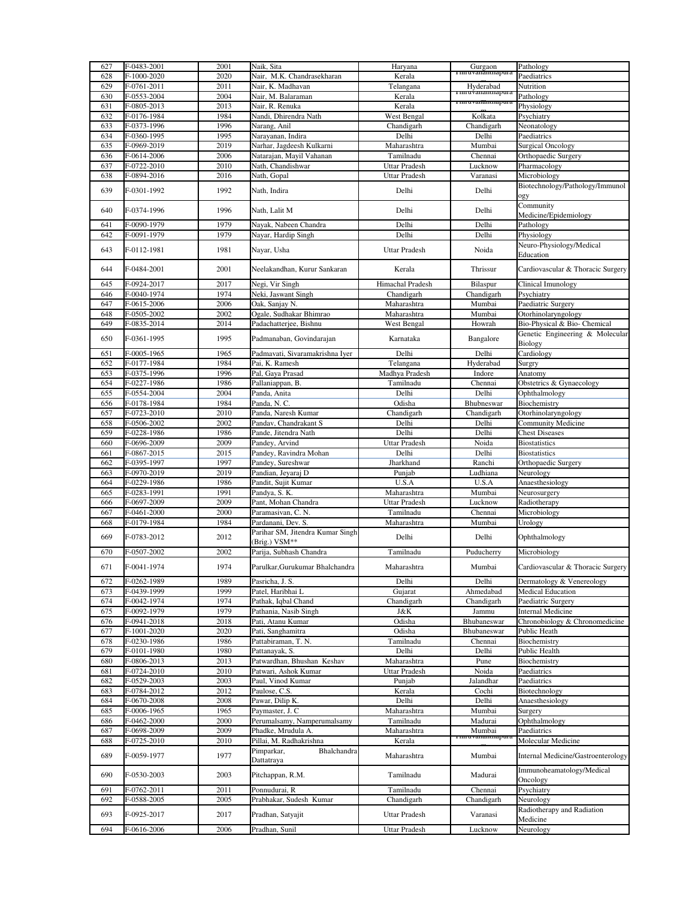| 627 | F-0483-2001 | 2001 | Naik, Sita | Haryana | Gurgaon | Pathology |
|---|---|---|---|---|---|---|
| 628 | F-1000-2020 | 2020 | Nair, M.K. Chandrasekharan | Kerala | Thiruvananthapuram | Paediatrics |
| 629 | F-0761-2011 | 2011 | Nair, K. Madhavan | Telangana | Hyderabad | Nutrition |
| 630 | F-0553-2004 | 2004 | Nair, M. Balaraman | Kerala | Thiruvananthapuram | Pathology |
| 631 | F-0805-2013 | 2013 | Nair, R. Renuka | Kerala | Thiruvananthapuram | Physiology |
| 632 | F-0176-1984 | 1984 | Nandi, Dhirendra Nath | West Bengal | Kolkata | Psychiatry |
| 633 | F-0373-1996 | 1996 | Narang, Anil | Chandigarh | Chandigarh | Neonatology |
| 634 | F-0360-1995 | 1995 | Narayanan, Indira | Delhi | Delhi | Paediatrics |
| 635 | F-0969-2019 | 2019 | Narhar, Jagdeesh Kulkarni | Maharashtra | Mumbai | Surgical Oncology |
| 636 | F-0614-2006 | 2006 | Natarajan, Mayil Vahanan | Tamilnadu | Chennai | Orthopaedic Surgery |
| 637 | F-0722-2010 | 2010 | Nath, Chandishwar | Uttar Pradesh | Lucknow | Pharmacology |
| 638 | F-0894-2016 | 2016 | Nath, Gopal | Uttar Pradesh | Varanasi | Microbiology |
| 639 | F-0301-1992 | 1992 | Nath, Indira | Delhi | Delhi | Biotechnology/Pathology/Immunology |
| 640 | F-0374-1996 | 1996 | Nath, Lalit M | Delhi | Delhi | Community Medicine/Epidemiology |
| 641 | F-0090-1979 | 1979 | Nayak, Nabeen Chandra | Delhi | Delhi | Pathology |
| 642 | F-0091-1979 | 1979 | Nayar, Hardip Singh | Delhi | Delhi | Physiology |
| 643 | F-0112-1981 | 1981 | Nayar, Usha | Uttar Pradesh | Noida | Neuro-Physiology/Medical Education |
| 644 | F-0484-2001 | 2001 | Neelakandhan, Kurur Sankaran | Kerala | Thrissur | Cardiovascular & Thoracic Surgery |
| 645 | F-0924-2017 | 2017 | Negi, Vir Singh | Himachal Pradesh | Bilaspur | Clinical Imunology |
| 646 | F-0040-1974 | 1974 | Neki, Jaswant Singh | Chandigarh | Chandigarh | Psychiatry |
| 647 | F-0615-2006 | 2006 | Oak, Sanjay N. | Maharashtra | Mumbai | Paediatric Surgery |
| 648 | F-0505-2002 | 2002 | Ogale, Sudhakar Bhimrao | Maharashtra | Mumbai | Otorhinolaryngology |
| 649 | F-0835-2014 | 2014 | Padachatterjee, Bishnu | West Bengal | Howrah | Bio-Physical & Bio- Chemical |
| 650 | F-0361-1995 | 1995 | Padmanaban, Govindarajan | Karnataka | Bangalore | Genetic Engineering & Molecular Biology |
| 651 | F-0005-1965 | 1965 | Padmavati, Sivaramakrishna Iyer | Delhi | Delhi | Cardiology |
| 652 | F-0177-1984 | 1984 | Pai, K. Ramesh | Telangana | Hyderabad | Surgry |
| 653 | F-0375-1996 | 1996 | Pal, Gaya Prasad | Madhya Pradesh | Indore | Anatomy |
| 654 | F-0227-1986 | 1986 | Pallaniappan, B. | Tamilnadu | Chennai | Obstetrics & Gynaecology |
| 655 | F-0554-2004 | 2004 | Panda, Anita | Delhi | Delhi | Ophthalmology |
| 656 | F-0178-1984 | 1984 | Panda, N. C. | Odisha | Bhubneswar | Biochemistry |
| 657 | F-0723-2010 | 2010 | Panda, Naresh Kumar | Chandigarh | Chandigarh | Otorhinolaryngology |
| 658 | F-0506-2002 | 2002 | Pandav, Chandrakant S | Delhi | Delhi | Community Medicine |
| 659 | F-0228-1986 | 1986 | Pande, Jitendra Nath | Delhi | Delhi | Chest Diseases |
| 660 | F-0696-2009 | 2009 | Pandey, Arvind | Uttar Pradesh | Noida | Biostatistics |
| 661 | F-0867-2015 | 2015 | Pandey, Ravindra Mohan | Delhi | Delhi | Biostatistics |
| 662 | F-0395-1997 | 1997 | Pandey, Sureshwar | Jharkhand | Ranchi | Orthopaedic Surgery |
| 663 | F-0970-2019 | 2019 | Pandian, Jeyaraj D | Punjab | Ludhiana | Neurology |
| 664 | F-0229-1986 | 1986 | Pandit, Sujit Kumar | U.S.A | U.S.A | Anaesthesiology |
| 665 | F-0283-1991 | 1991 | Pandya, S. K. | Maharashtra | Mumbai | Neurosurgery |
| 666 | F-0697-2009 | 2009 | Pant, Mohan Chandra | Uttar Pradesh | Lucknow | Radiotherapy |
| 667 | F-0461-2000 | 2000 | Paramasivan, C. N. | Tamilnadu | Chennai | Microbiology |
| 668 | F-0179-1984 | 1984 | Pardanani, Dev. S. | Maharashtra | Mumbai | Urology |
| 669 | F-0783-2012 | 2012 | Parihar SM, Jitendra Kumar Singh (Brig.) VSM** | Delhi | Delhi | Ophthalmology |
| 670 | F-0507-2002 | 2002 | Parija, Subhash Chandra | Tamilnadu | Puducherry | Microbiology |
| 671 | F-0041-1974 | 1974 | Parulkar,Gurukumar Bhalchandra | Maharashtra | Mumbai | Cardiovascular & Thoracic Surgery |
| 672 | F-0262-1989 | 1989 | Pasricha, J. S. | Delhi | Delhi | Dermatology & Venereology |
| 673 | F-0439-1999 | 1999 | Patel, Haribhai L | Gujarat | Ahmedabad | Medical Education |
| 674 | F-0042-1974 | 1974 | Pathak, Iqbal Chand | Chandigarh | Chandigarh | Paediatric Surgery |
| 675 | F-0092-1979 | 1979 | Pathania, Nasib Singh | J&K | Jammu | Internal Medicine |
| 676 | F-0941-2018 | 2018 | Pati, Atanu Kumar | Odisha | Bhubneswar | Chronobiology & Chronomedicine |
| 677 | F-1001-2020 | 2020 | Pati, Sanghamitra | Odisha | Bhubaneswar | Public Heath |
| 678 | F-0230-1986 | 1986 | Pattabiraman, T. N. | Tamilnadu | Chennai | Biochemistry |
| 679 | F-0101-1980 | 1980 | Pattanayak, S. | Delhi | Delhi | Public Health |
| 680 | F-0806-2013 | 2013 | Patwardhan, Bhushan Keshav | Maharashtra | Pune | Biochemistry |
| 681 | F-0724-2010 | 2010 | Patwari, Ashok Kumar | Uttar Pradesh | Noida | Paediatrics |
| 682 | F-0529-2003 | 2003 | Paul, Vinod Kumar | Punjab | Jalandhar | Paediatrics |
| 683 | F-0784-2012 | 2012 | Paulose, C.S. | Kerala | Cochi | Biotechnology |
| 684 | F-0670-2008 | 2008 | Pawar, Dilip K. | Delhi | Delhi | Anaesthesiology |
| 685 | F-0006-1965 | 1965 | Paymaster, J. C | Maharashtra | Mumbai | Surgery |
| 686 | F-0462-2000 | 2000 | Perumalsamy, Namperumalsamy | Tamilnadu | Madurai | Ophthalmology |
| 687 | F-0698-2009 | 2009 | Phadke, Mrudula A. | Maharashtra | Mumbai | Paediatrics |
| 688 | F-0725-2010 | 2010 | Pillai, M. Radhakrishna | Kerala | Thiruvananthapuram | Molecular Medicine |
| 689 | F-0059-1977 | 1977 | Pimparkar, Bhalchandra Dattatraya | Maharashtra | Mumbai | Internal Medicine/Gastroenterology |
| 690 | F-0530-2003 | 2003 | Pitchappan, R.M. | Tamilnadu | Madurai | Immunoheamatology/Medical Oncology |
| 691 | F-0762-2011 | 2011 | Ponnudurai, R | Tamilnadu | Chennai | Psychiatry |
| 692 | F-0588-2005 | 2005 | Prabhakar, Sudesh Kumar | Chandigarh | Chandigarh | Neurology |
| 693 | F-0925-2017 | 2017 | Pradhan, Satyajit | Uttar Pradesh | Varanasi | Radiotherapy and Radiation Medicine |
| 694 | F-0616-2006 | 2006 | Pradhan, Sunil | Uttar Pradesh | Lucknow | Neurology |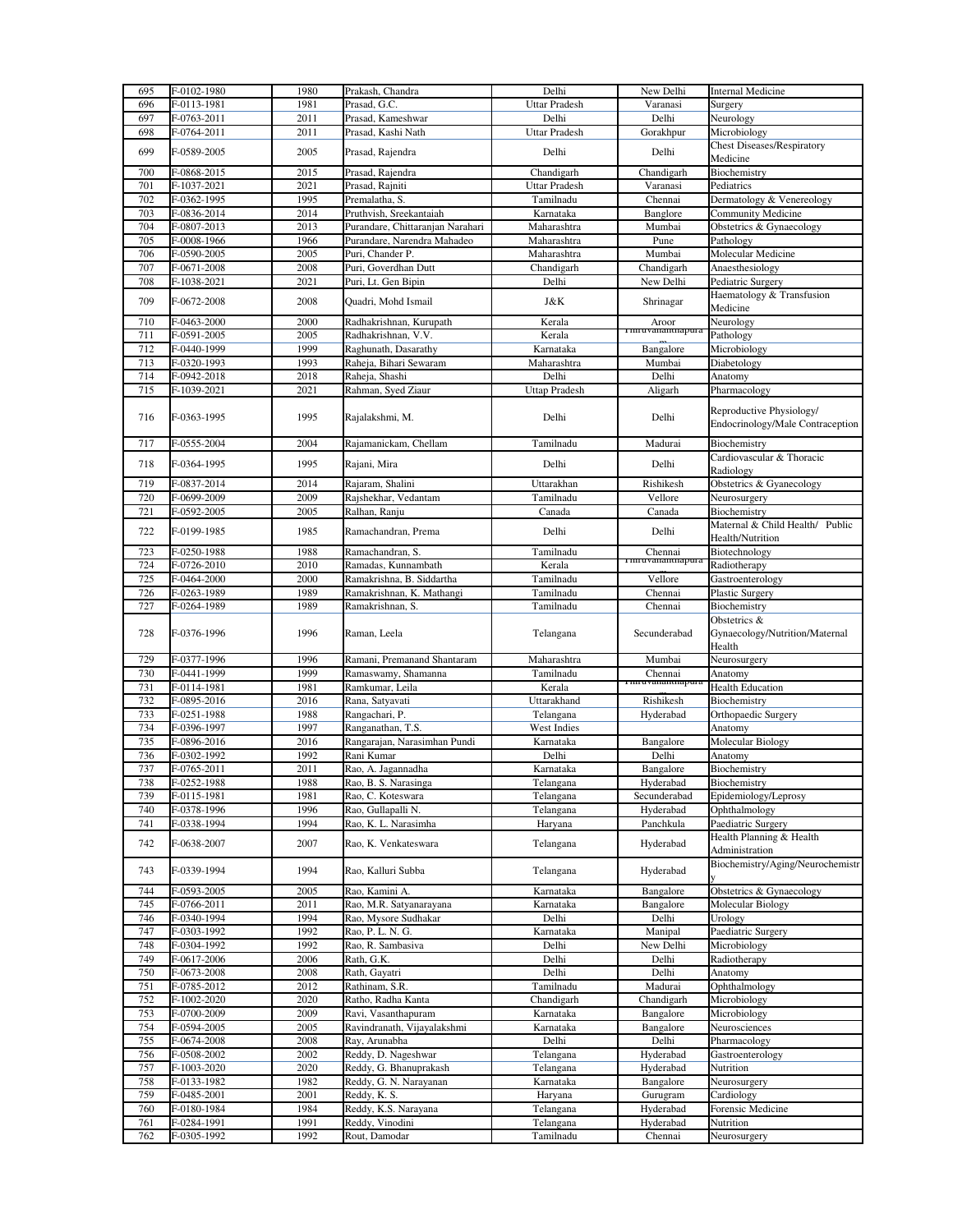| 695 | F-0102-1980 | 1980 | Prakash, Chandra | Delhi | New Delhi | Internal Medicine |
|---|---|---|---|---|---|---|
| 696 | F-0113-1981 | 1981 | Prasad, G.C. | Uttar Pradesh | Varanasi | Surgery |
| 697 | F-0763-2011 | 2011 | Prasad, Kameshwar | Delhi | Delhi | Neurology |
| 698 | F-0764-2011 | 2011 | Prasad, Kashi Nath | Uttar Pradesh | Gorakhpur | Microbiology |
| 699 | F-0589-2005 | 2005 | Prasad, Rajendra | Delhi | Delhi | Chest Diseases/Respiratory Medicine |
| 700 | F-0868-2015 | 2015 | Prasad, Rajendra | Chandigarh | Chandigarh | Biochemistry |
| 701 | F-1037-2021 | 2021 | Prasad, Rajniti | Uttar Pradesh | Varanasi | Pediatrics |
| 702 | F-0362-1995 | 1995 | Premalatha, S. | Tamilnadu | Chennai | Dermatology & Venereology |
| 703 | F-0836-2014 | 2014 | Pruthvish, Sreekantaiah | Karnataka | Banglore | Community Medicine |
| 704 | F-0807-2013 | 2013 | Purandare, Chittaranjan Narahari | Maharashtra | Mumbai | Obstetrics & Gynaecology |
| 705 | F-0008-1966 | 1966 | Purandare, Narendra Mahadeo | Maharashtra | Pune | Pathology |
| 706 | F-0590-2005 | 2005 | Puri, Chander P. | Maharashtra | Mumbai | Molecular Medicine |
| 707 | F-0671-2008 | 2008 | Puri, Goverdhan Dutt | Chandigarh | Chandigarh | Anaesthesiology |
| 708 | F-1038-2021 | 2021 | Puri, Lt. Gen Bipin | Delhi | New Delhi | Pediatric Surgery |
| 709 | F-0672-2008 | 2008 | Quadri, Mohd Ismail | J&K | Shrinagar | Haematology & Transfusion Medicine |
| 710 | F-0463-2000 | 2000 | Radhakrishnan, Kurupath | Kerala | Aroor | Neurology |
| 711 | F-0591-2005 | 2005 | Radhakrishnan, V.V. | Kerala | Thiruvananthapuram | Pathology |
| 712 | F-0440-1999 | 1999 | Raghunath, Dasarathy | Karnataka | Bangalore | Microbiology |
| 713 | F-0320-1993 | 1993 | Raheja, Bihari Sewaram | Maharashtra | Mumbai | Diabetology |
| 714 | F-0942-2018 | 2018 | Raheja, Shashi | Delhi | Delhi | Anatomy |
| 715 | F-1039-2021 | 2021 | Rahman, Syed Ziaur | Uttap Pradesh | Aligarh | Pharmacology |
| 716 | F-0363-1995 | 1995 | Rajalakshmi, M. | Delhi | Delhi | Reproductive Physiology/ Endocrinology/Male Contraception |
| 717 | F-0555-2004 | 2004 | Rajamanickam, Chellam | Tamilnadu | Madurai | Biochemistry |
| 718 | F-0364-1995 | 1995 | Rajani, Mira | Delhi | Delhi | Cardiovascular & Thoracic Radiology |
| 719 | F-0837-2014 | 2014 | Rajaram, Shalini | Uttarakhan | Rishikesh | Obstetrics & Gyanecology |
| 720 | F-0699-2009 | 2009 | Rajshekhar, Vedantam | Tamilnadu | Vellore | Neurosurgery |
| 721 | F-0592-2005 | 2005 | Ralhan, Ranju | Canada | Canada | Biochemistry |
| 722 | F-0199-1985 | 1985 | Ramachandran, Prema | Delhi | Delhi | Maternal & Child Health/ Public Health/Nutrition |
| 723 | F-0250-1988 | 1988 | Ramachandran, S. | Tamilnadu | Chennai | Biotechnology |
| 724 | F-0726-2010 | 2010 | Ramadas, Kunnambath | Kerala | Thiruvananthapuram | Radiotherapy |
| 725 | F-0464-2000 | 2000 | Ramakrishna, B. Siddartha | Tamilnadu | Vellore | Gastroenterology |
| 726 | F-0263-1989 | 1989 | Ramakrishnan, K. Mathangi | Tamilnadu | Chennai | Plastic Surgery |
| 727 | F-0264-1989 | 1989 | Ramakrishnan, S. | Tamilnadu | Chennai | Biochemistry |
| 728 | F-0376-1996 | 1996 | Raman, Leela | Telangana | Secunderabad | Obstetrics & Gynaecology/Nutrition/Maternal Health |
| 729 | F-0377-1996 | 1996 | Ramani, Premanand Shantaram | Maharashtra | Mumbai | Neurosurgery |
| 730 | F-0441-1999 | 1999 | Ramaswamy, Shamanna | Tamilnadu | Chennai | Anatomy |
| 731 | F-0114-1981 | 1981 | Ramkumar, Leila | Kerala | Thiruvananthapuram | Health Education |
| 732 | F-0895-2016 | 2016 | Rana, Satyavati | Uttarakhand | Rishikesh | Biochemistry |
| 733 | F-0251-1988 | 1988 | Rangachari, P. | Telangana | Hyderabad | Orthopaedic Surgery |
| 734 | F-0396-1997 | 1997 | Ranganathan, T.S. | West Indies | | Anatomy |
| 735 | F-0896-2016 | 2016 | Rangarajan, Narasimhan Pundi | Karnataka | Bangalore | Molecular Biology |
| 736 | F-0302-1992 | 1992 | Rani Kumar | Delhi | Delhi | Anatomy |
| 737 | F-0765-2011 | 2011 | Rao, A. Jagannadha | Karnataka | Bangalore | Biochemistry |
| 738 | F-0252-1988 | 1988 | Rao, B. S. Narasinga | Telangana | Hyderabad | Biochemistry |
| 739 | F-0115-1981 | 1981 | Rao, C. Koteswara | Telangana | Secunderabad | Epidemiology/Leprosy |
| 740 | F-0378-1996 | 1996 | Rao, Gullapalli N. | Telangana | Hyderabad | Ophthalmology |
| 741 | F-0338-1994 | 1994 | Rao, K. L. Narasimha | Haryana | Panchkula | Paediatric Surgery |
| 742 | F-0638-2007 | 2007 | Rao, K. Venkateswara | Telangana | Hyderabad | Health Planning & Health Administration |
| 743 | F-0339-1994 | 1994 | Rao, Kalluri Subba | Telangana | Hyderabad | Biochemistry/Aging/Neurochemistry |
| 744 | F-0593-2005 | 2005 | Rao, Kamini A. | Karnataka | Bangalore | Obstetrics & Gynaecology |
| 745 | F-0766-2011 | 2011 | Rao, M.R. Satyanarayana | Karnataka | Bangalore | Molecular Biology |
| 746 | F-0340-1994 | 1994 | Rao, Mysore Sudhakar | Delhi | Delhi | Urology |
| 747 | F-0303-1992 | 1992 | Rao, P. L. N. G. | Karnataka | Manipal | Paediatric Surgery |
| 748 | F-0304-1992 | 1992 | Rao, R. Sambasiva | Delhi | New Delhi | Microbiology |
| 749 | F-0617-2006 | 2006 | Rath, G.K. | Delhi | Delhi | Radiotherapy |
| 750 | F-0673-2008 | 2008 | Rath, Gayatri | Delhi | Delhi | Anatomy |
| 751 | F-0785-2012 | 2012 | Rathinam, S.R. | Tamilnadu | Madurai | Ophthalmology |
| 752 | F-1002-2020 | 2020 | Ratho, Radha Kanta | Chandigarh | Chandigarh | Microbiology |
| 753 | F-0700-2009 | 2009 | Ravi, Vasanthapuram | Karnataka | Bangalore | Microbiology |
| 754 | F-0594-2005 | 2005 | Ravindranath, Vijayalakshmi | Karnataka | Bangalore | Neurosciences |
| 755 | F-0674-2008 | 2008 | Ray, Arunabha | Delhi | Delhi | Pharmacology |
| 756 | F-0508-2002 | 2002 | Reddy, D. Nageshwar | Telangana | Hyderabad | Gastroenterology |
| 757 | F-1003-2020 | 2020 | Reddy, G. Bhanuprakash | Telangana | Hyderabad | Nutrition |
| 758 | F-0133-1982 | 1982 | Reddy, G. N. Narayanan | Karnataka | Bangalore | Neurosurgery |
| 759 | F-0485-2001 | 2001 | Reddy, K. S. | Haryana | Gurugram | Cardiology |
| 760 | F-0180-1984 | 1984 | Reddy, K.S. Narayana | Telangana | Hyderabad | Forensic Medicine |
| 761 | F-0284-1991 | 1991 | Reddy, Vinodini | Telangana | Hyderabad | Nutrition |
| 762 | F-0305-1992 | 1992 | Rout, Damodar | Tamilnadu | Chennai | Neurosurgery |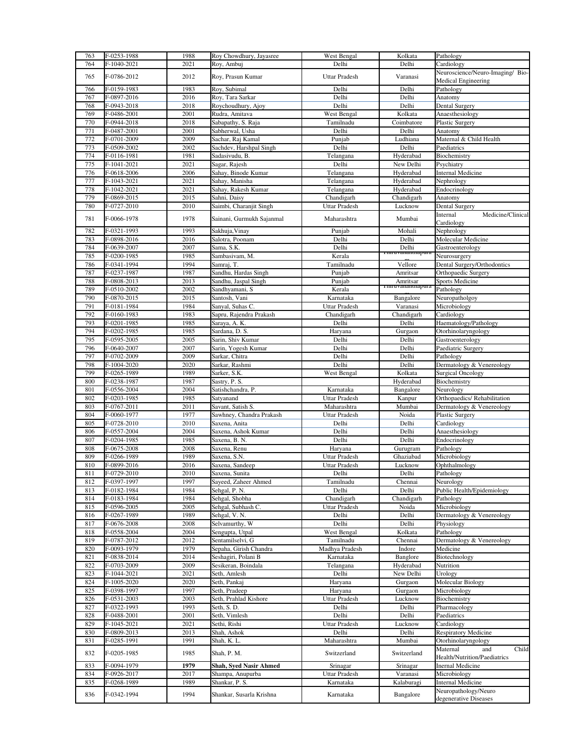| | | | | | | |
|---|---|---|---|---|---|---|
| 763 | F-0253-1988 | 1988 | Roy Chowdhury, Jayasree | West Bengal | Kolkata | Pathology |
| 764 | F-1040-2021 | 2021 | Roy, Ambuj | Delhi | Delhi | Cardiology |
| 765 | F-0786-2012 | 2012 | Roy, Prasun Kumar | Uttar Pradesh | Varanasi | Neuroscience/Neuro-Imaging/ Bio-Medical Engineering |
| 766 | F-0159-1983 | 1983 | Roy, Subimal | Delhi | Delhi | Pathology |
| 767 | F-0897-2016 | 2016 | Roy, Tara Sarkar | Delhi | Delhi | Anatomy |
| 768 | F-0943-2018 | 2018 | Roychoudhury, Ajoy | Delhi | Delhi | Dental Surgery |
| 769 | F-0486-2001 | 2001 | Rudra, Amitava | West Bengal | Kolkata | Anaesthesiology |
| 770 | F-0944-2018 | 2018 | Sabapathy, S. Raja | Tamilnadu | Coimbatore | Plastic Surgery |
| 771 | F-0487-2001 | 2001 | Sabherwal, Usha | Delhi | Delhi | Anatomy |
| 772 | F-0701-2009 | 2009 | Sachar, Raj Kamal | Punjab | Ludhiana | Maternal & Child Health |
| 773 | F-0509-2002 | 2002 | Sachdev, Harshpal Singh | Delhi | Delhi | Paediatrics |
| 774 | F-0116-1981 | 1981 | Sadasivudu, B. | Telangana | Hyderabad | Biochemistry |
| 775 | F-1041-2021 | 2021 | Sagar, Rajesh | Delhi | New Delhi | Psychiatry |
| 776 | F-0618-2006 | 2006 | Sahay, Binode Kumar | Telangana | Hyderabad | Internal Medicine |
| 777 | F-1043-2021 | 2021 | Sahay, Manisha | Telangana | Hyderabad | Nephrology |
| 778 | F-1042-2021 | 2021 | Sahay, Rakesh Kumar | Telangana | Hyderabad | Endocrinology |
| 779 | F-0869-2015 | 2015 | Sahni, Daisy | Chandigarh | Chandigarh | Anatomy |
| 780 | F-0727-2010 | 2010 | Saimbi, Charanjit Singh | Uttar Pradesh | Lucknow | Dental Surgery |
| 781 | F-0066-1978 | 1978 | Sainani, Gurmukh Sajanmal | Maharashtra | Mumbai | Internal Medicine/Clinical Cardiology |
| 782 | F-0321-1993 | 1993 | Sakhuja, Vinay | Punjab | Mohali | Nephrology |
| 783 | F-0898-2016 | 2016 | Salotra, Poonam | Delhi | Delhi | Molecular Medicine |
| 784 | F-0639-2007 | 2007 | Sama, S.K. | Delhi | Delhi | Gastroenterology |
| 785 | F-0200-1985 | 1985 | Sambasivam, M. | Kerala | Thiruvananthapuram | Neurosurgery |
| 786 | F-0341-1994 | 1994 | Samraj, T. | Tamilnadu | Vellore | Dental Surgery/Orthodontics |
| 787 | F-0237-1987 | 1987 | Sandhu, Hardas Singh | Punjab | Amritsar | Orthopaedic Surgery |
| 788 | F-0808-2013 | 2013 | Sandhu, Jaspal Singh | Punjab | Amritsar | Sports Medicine |
| 789 | F-0510-2002 | 2002 | Sandhyamani, S | Kerala | Thiruvananthapuram | Pathology |
| 790 | F-0870-2015 | 2015 | Santosh, Vani | Karnataka | Bangalore | Neuropatholgoy |
| 791 | F-0181-1984 | 1984 | Sanyal, Suhas C. | Uttar Pradesh | Varanasi | Microbiology |
| 792 | F-0160-1983 | 1983 | Sapru, Rajendra Prakash | Chandigarh | Chandigarh | Cardiology |
| 793 | F-0201-1985 | 1985 | Saraya, A. K. | Delhi | Delhi | Haematology/Pathology |
| 794 | F-0202-1985 | 1985 | Sardana, D. S. | Haryana | Gurgaon | Otorhinolaryngology |
| 795 | F-0595-2005 | 2005 | Sarin, Shiv Kumar | Delhi | Delhi | Gastroenterology |
| 796 | F-0640-2007 | 2007 | Sarin, Yogesh Kumar | Delhi | Delhi | Paediatric Surgery |
| 797 | F-0702-2009 | 2009 | Sarkar, Chitra | Delhi | Delhi | Pathology |
| 798 | F-1004-2020 | 2020 | Sarkar, Rashmi | Delhi | Delhi | Dermatology & Venereology |
| 799 | F-0265-1989 | 1989 | Sarker, S.K. | West Bengal | Kolkata | Surgical Oncology |
| 800 | F-0238-1987 | 1987 | Sastry, P. S. | | Hyderabad | Biochemistry |
| 801 | F-0556-2004 | 2004 | Satishchandra, P. | Karnataka | Bangalore | Neurology |
| 802 | F-0203-1985 | 1985 | Satyanand | Uttar Pradesh | Kanpur | Orthopaedics/ Rehabilitation |
| 803 | F-0767-2011 | 2011 | Savant, Satish S. | Maharashtra | Mumbai | Dermatology & Venereology |
| 804 | F-0060-1977 | 1977 | Sawhney, Chandra Prakash | Uttar Pradesh | Noida | Plastic Surgery |
| 805 | F-0728-2010 | 2010 | Saxena, Anita | Delhi | Delhi | Cardiology |
| 806 | F-0557-2004 | 2004 | Saxena, Ashok Kumar | Delhi | Delhi | Anaesthesiology |
| 807 | F-0204-1985 | 1985 | Saxena, B. N. | Delhi | Delhi | Endocrinology |
| 808 | F-0675-2008 | 2008 | Saxena, Renu | Haryana | Gurugram | Pathology |
| 809 | F-0266-1989 | 1989 | Saxena, S.N. | Uttar Pradesh | Ghaziabad | Microbiology |
| 810 | F-0899-2016 | 2016 | Saxena, Sandeep | Uttar Pradesh | Lucknow | Ophthalmology |
| 811 | F-0729-2010 | 2010 | Saxena, Sunita | Delhi | Delhi | Pathology |
| 812 | F-0397-1997 | 1997 | Sayeed, Zaheer Ahmed | Tamilnadu | Chennai | Neurology |
| 813 | F-0182-1984 | 1984 | Sehgal, P. N. | Delhi | Delhi | Public Health/Epidemiology |
| 814 | F-0183-1984 | 1984 | Sehgal, Shobha | Chandigarh | Chandigarh | Pathology |
| 815 | F-0596-2005 | 2005 | Sehgal, Subhash C. | Uttar Pradesh | Noida | Microbiology |
| 816 | F-0267-1989 | 1989 | Sehgal, V. N. | Delhi | Delhi | Dermatology & Venereology |
| 817 | F-0676-2008 | 2008 | Selvamurthy, W | Delhi | Delhi | Physiology |
| 818 | F-0558-2004 | 2004 | Sengupta, Utpal | West Bengal | Kolkata | Pathology |
| 819 | F-0787-2012 | 2012 | Sentamilselvi, G | Tamilnadu | Chennai | Dermatology & Venereology |
| 820 | F-0093-1979 | 1979 | Sepaha, Girish Chandra | Madhya Pradesh | Indore | Medicine |
| 821 | F-0838-2014 | 2014 | Seshagiri, Polani B | Karnataka | Banglore | Biotechnology |
| 822 | F-0703-2009 | 2009 | Sesikeran, Boindala | Telangana | Hyderabad | Nutrition |
| 823 | F-1044-2021 | 2021 | Seth, Amlesh | Delhi | New Delhi | Urology |
| 824 | F-1005-2020 | 2020 | Seth, Pankaj | Haryana | Gurgaon | Molecular Biology |
| 825 | F-0398-1997 | 1997 | Seth, Pradeep | Haryana | Gurgaon | Microbiology |
| 826 | F-0531-2003 | 2003 | Seth, Prahlad Kishore | Uttar Pradesh | Lucknow | Biochemistry |
| 827 | F-0322-1993 | 1993 | Seth, S. D. | Delhi | Delhi | Pharmacology |
| 828 | F-0488-2001 | 2001 | Seth, Vimlesh | Delhi | Delhi | Paediatrics |
| 829 | F-1045-2021 | 2021 | Sethi, Rishi | Uttar Pradesh | Lucknow | Cardiology |
| 830 | F-0809-2013 | 2013 | Shah, Ashok | Delhi | Delhi | Respiratory Medicine |
| 831 | F-0285-1991 | 1991 | Shah, K. L. | Maharashtra | Mumbai | Otorhinolaryngology |
| 832 | F-0205-1985 | 1985 | Shah, P. M. | Switzerland | Switzerland | Maternal and Child Health/Nutrition/Paediatrics |
| 833 | F-0094-1979 | **1979** | **Shah, Syed Nasir Ahmed** | Srinagar | Srinagar | Inernal Medicine |
| 834 | F-0926-2017 | 2017 | Shampa, Anupurba | Uttar Pradesh | Varanasi | Microbiology |
| 835 | F-0268-1989 | 1989 | Shankar, P. S. | Karnataka | Kalaburagi | Internal Medicine |
| 836 | F-0342-1994 | 1994 | Shankar, Susarla Krishna | Karnataka | Bangalore | Neuropathology/Neuro degenerative Diseases |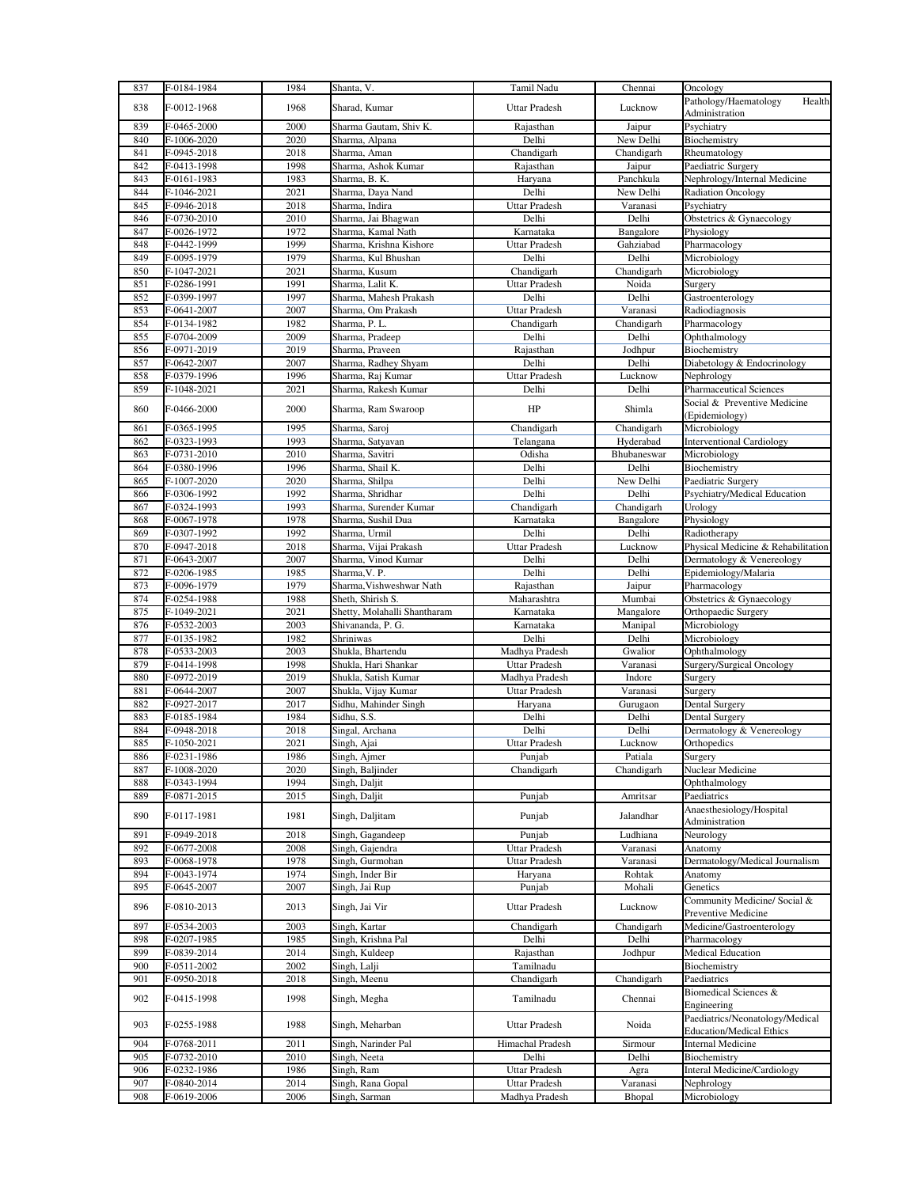| 837 | F-0184-1984 | 1984 | Shanta, V. | Tamil Nadu | Chennai | Oncology |
|---|---|---|---|---|---|---|
| 838 | F-0012-1968 | 1968 | Sharad, Kumar | Uttar Pradesh | Lucknow | Pathology/Haematology Health Administration |
| 839 | F-0465-2000 | 2000 | Sharma Gautam, Shiv K. | Rajasthan | Jaipur | Psychiatry |
| 840 | F-1006-2020 | 2020 | Sharma, Alpana | Delhi | New Delhi | Biochemistry |
| 841 | F-0945-2018 | 2018 | Sharma, Aman | Chandigarh | Chandigarh | Rheumatology |
| 842 | F-0413-1998 | 1998 | Sharma, Ashok Kumar | Rajasthan | Jaipur | Paediatric Surgery |
| 843 | F-0161-1983 | 1983 | Sharma, B. K. | Haryana | Panchkula | Nephrology/Internal Medicine |
| 844 | F-1046-2021 | 2021 | Sharma, Daya Nand | Delhi | New Delhi | Radiation Oncology |
| 845 | F-0946-2018 | 2018 | Sharma, Indira | Uttar Pradesh | Varanasi | Psychiatry |
| 846 | F-0730-2010 | 2010 | Sharma, Jai Bhagwan | Delhi | Delhi | Obstetrics & Gynaecology |
| 847 | F-0026-1972 | 1972 | Sharma, Kamal Nath | Karnataka | Bangalore | Physiology |
| 848 | F-0442-1999 | 1999 | Sharma, Krishna Kishore | Uttar Pradesh | Gahziabad | Pharmacology |
| 849 | F-0095-1979 | 1979 | Sharma, Kul Bhushan | Delhi | Delhi | Microbiology |
| 850 | F-1047-2021 | 2021 | Sharma, Kusum | Chandigarh | Chandigarh | Microbiology |
| 851 | F-0286-1991 | 1991 | Sharma, Lalit K. | Uttar Pradesh | Noida | Surgery |
| 852 | F-0399-1997 | 1997 | Sharma, Mahesh Prakash | Delhi | Delhi | Gastroenterology |
| 853 | F-0641-2007 | 2007 | Sharma, Om Prakash | Uttar Pradesh | Varanasi | Radiodiagnosis |
| 854 | F-0134-1982 | 1982 | Sharma, P. L. | Chandigarh | Chandigarh | Pharmacology |
| 855 | F-0704-2009 | 2009 | Sharma, Pradeep | Delhi | Delhi | Ophthalmology |
| 856 | F-0971-2019 | 2019 | Sharma, Praveen | Rajasthan | Jodhpur | Biochemistry |
| 857 | F-0642-2007 | 2007 | Sharma, Radhey Shyam | Delhi | Delhi | Diabetology & Endocrinology |
| 858 | F-0379-1996 | 1996 | Sharma, Raj Kumar | Uttar Pradesh | Lucknow | Nephrology |
| 859 | F-1048-2021 | 2021 | Sharma, Rakesh Kumar | Delhi | Delhi | Pharmaceutical Sciences |
| 860 | F-0466-2000 | 2000 | Sharma, Ram Swaroop | HP | Shimla | Social & Preventive Medicine (Epidemiology) |
| 861 | F-0365-1995 | 1995 | Sharma, Saroj | Chandigarh | Chandigarh | Microbiology |
| 862 | F-0323-1993 | 1993 | Sharma, Satyavan | Telangana | Hyderabad | Interventional Cardiology |
| 863 | F-0731-2010 | 2010 | Sharma, Savitri | Odisha | Bhubaneswar | Microbiology |
| 864 | F-0380-1996 | 1996 | Sharma, Shail K. | Delhi | Delhi | Biochemistry |
| 865 | F-1007-2020 | 2020 | Sharma, Shilpa | Delhi | New Delhi | Paediatric Surgery |
| 866 | F-0306-1992 | 1992 | Sharma, Shridhar | Delhi | Delhi | Psychiatry/Medical Education |
| 867 | F-0324-1993 | 1993 | Sharma, Surender Kumar | Chandigarh | Chandigarh | Urology |
| 868 | F-0067-1978 | 1978 | Sharma, Sushil Dua | Karnataka | Bangalore | Physiology |
| 869 | F-0307-1992 | 1992 | Sharma, Urmil | Delhi | Delhi | Radiotherapy |
| 870 | F-0947-2018 | 2018 | Sharma, Vijai Prakash | Uttar Pradesh | Lucknow | Physical Medicine & Rehabilitation |
| 871 | F-0643-2007 | 2007 | Sharma, Vinod Kumar | Delhi | Delhi | Dermatology & Venereology |
| 872 | F-0206-1985 | 1985 | Sharma,V. P. | Delhi | Delhi | Epidemiology/Malaria |
| 873 | F-0096-1979 | 1979 | Sharma,Vishweshwar Nath | Rajasthan | Jaipur | Pharmacology |
| 874 | F-0254-1988 | 1988 | Sheth, Shirish S. | Maharashtra | Mumbai | Obstetrics & Gynaecology |
| 875 | F-1049-2021 | 2021 | Shetty, Molahalli Shantharam | Karnataka | Mangalore | Orthopaedic Surgery |
| 876 | F-0532-2003 | 2003 | Shivananda, P. G. | Karnataka | Manipal | Microbiology |
| 877 | F-0135-1982 | 1982 | Shriniwas | Delhi | Delhi | Microbiology |
| 878 | F-0533-2003 | 2003 | Shukla, Bhartendu | Madhya Pradesh | Gwalior | Ophthalmology |
| 879 | F-0414-1998 | 1998 | Shukla, Hari Shankar | Uttar Pradesh | Varanasi | Surgery/Surgical Oncology |
| 880 | F-0972-2019 | 2019 | Shukla, Satish Kumar | Madhya Pradesh | Indore | Surgery |
| 881 | F-0644-2007 | 2007 | Shukla, Vijay Kumar | Uttar Pradesh | Varanasi | Surgery |
| 882 | F-0927-2017 | 2017 | Sidhu, Mahinder Singh | Haryana | Gurugaon | Dental Surgery |
| 883 | F-0185-1984 | 1984 | Sidhu, S.S. | Delhi | Delhi | Dental Surgery |
| 884 | F-0948-2018 | 2018 | Singal, Archana | Delhi | Delhi | Dermatology & Venereology |
| 885 | F-1050-2021 | 2021 | Singh, Ajai | Uttar Pradesh | Lucknow | Orthopedics |
| 886 | F-0231-1986 | 1986 | Singh, Ajmer | Punjab | Patiala | Surgery |
| 887 | F-1008-2020 | 2020 | Singh, Baljinder | Chandigarh | Chandigarh | Nuclear Medicine |
| 888 | F-0343-1994 | 1994 | Singh, Daljit | | | Ophthalmology |
| 889 | F-0871-2015 | 2015 | Singh, Daljit | Punjab | Amritsar | Paediatrics |
| 890 | F-0117-1981 | 1981 | Singh, Daljitam | Punjab | Jalandhar | Anaesthesiology/Hospital Administration |
| 891 | F-0949-2018 | 2018 | Singh, Gagandeep | Punjab | Ludhiana | Neurology |
| 892 | F-0677-2008 | 2008 | Singh, Gajendra | Uttar Pradesh | Varanasi | Anatomy |
| 893 | F-0068-1978 | 1978 | Singh, Gurmohan | Uttar Pradesh | Varanasi | Dermatology/Medical Journalism |
| 894 | F-0043-1974 | 1974 | Singh, Inder Bir | Haryana | Rohtak | Anatomy |
| 895 | F-0645-2007 | 2007 | Singh, Jai Rup | Punjab | Mohali | Genetics |
| 896 | F-0810-2013 | 2013 | Singh, Jai Vir | Uttar Pradesh | Lucknow | Community Medicine/ Social & Preventive Medicine |
| 897 | F-0534-2003 | 2003 | Singh, Kartar | Chandigarh | Chandigarh | Medicine/Gastroenterology |
| 898 | F-0207-1985 | 1985 | Singh, Krishna Pal | Delhi | Delhi | Pharmacology |
| 899 | F-0839-2014 | 2014 | Singh, Kuldeep | Rajasthan | Jodhpur | Medical Education |
| 900 | F-0511-2002 | 2002 | Singh, Lalji | Tamilnadu | | Biochemistry |
| 901 | F-0950-2018 | 2018 | Singh, Meenu | Chandigarh | Chandigarh | Paediatrics |
| 902 | F-0415-1998 | 1998 | Singh, Megha | Tamilnadu | Chennai | Biomedical Sciences & Engineering |
| 903 | F-0255-1988 | 1988 | Singh, Meharban | Uttar Pradesh | Noida | Paediatrics/Neonatology/Medical Education/Medical Ethics |
| 904 | F-0768-2011 | 2011 | Singh, Narinder Pal | Himachal Pradesh | Sirmour | Internal Medicine |
| 905 | F-0732-2010 | 2010 | Singh, Neeta | Delhi | Delhi | Biochemistry |
| 906 | F-0232-1986 | 1986 | Singh, Ram | Uttar Pradesh | Agra | Interal Medicine/Cardiology |
| 907 | F-0840-2014 | 2014 | Singh, Rana Gopal | Uttar Pradesh | Varanasi | Nephrology |
| 908 | F-0619-2006 | 2006 | Singh, Sarman | Madhya Pradesh | Bhopal | Microbiology |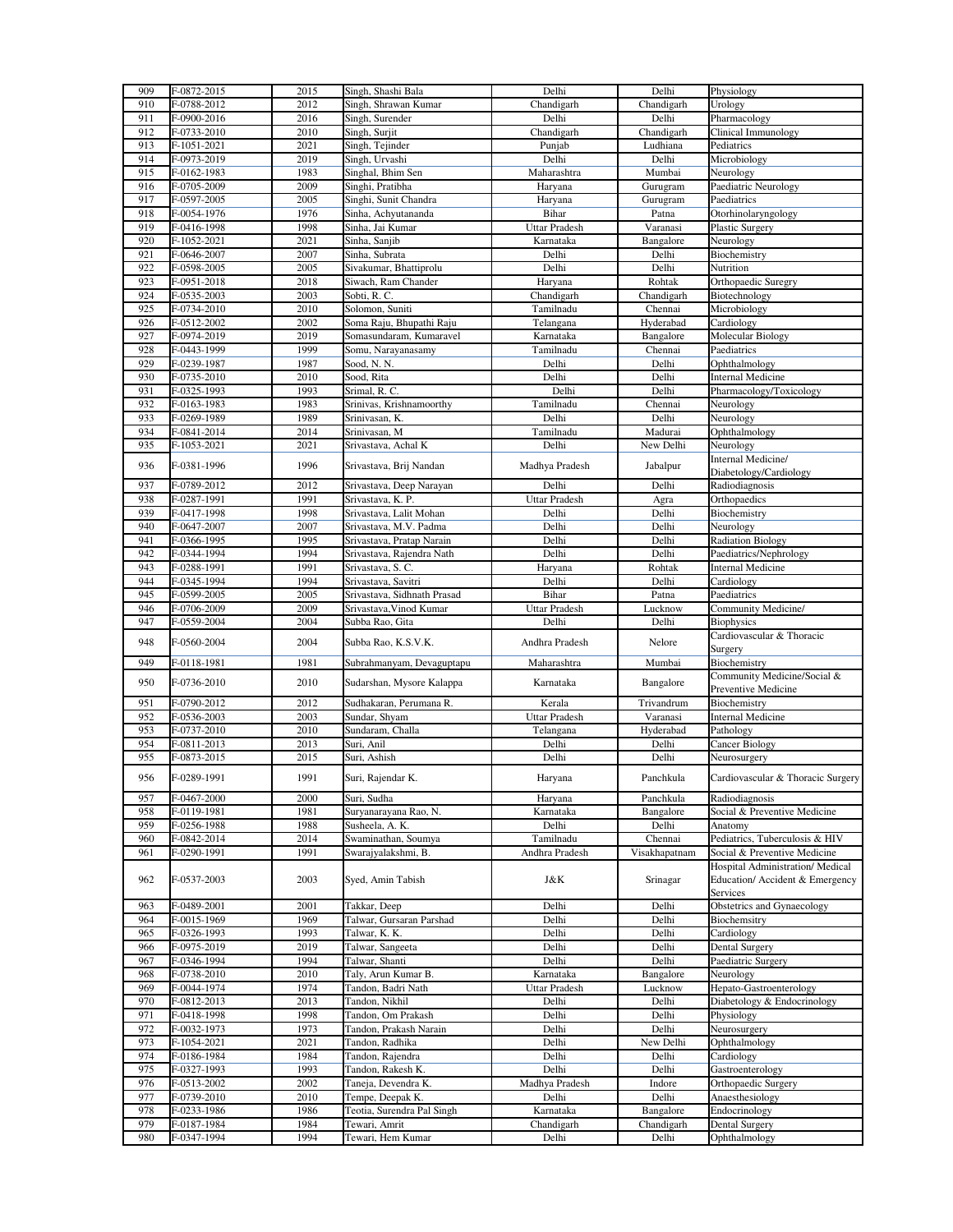| 909 | F-0872-2015 | 2015 | Singh, Shashi Bala | Delhi | Delhi | Physiology |
|---|---|---|---|---|---|---|
| 910 | F-0788-2012 | 2012 | Singh, Shrawan Kumar | Chandigarh | Chandigarh | Urology |
| 911 | F-0900-2016 | 2016 | Singh, Surender | Delhi | Delhi | Pharmacology |
| 912 | F-0733-2010 | 2010 | Singh, Surjit | Chandigarh | Chandigarh | Clinical Immunology |
| 913 | F-1051-2021 | 2021 | Singh, Tejinder | Punjab | Ludhiana | Pediatrics |
| 914 | F-0973-2019 | 2019 | Singh, Urvashi | Delhi | Delhi | Microbiology |
| 915 | F-0162-1983 | 1983 | Singhal, Bhim Sen | Maharashtra | Mumbai | Neurology |
| 916 | F-0705-2009 | 2009 | Singhi, Pratibha | Haryana | Gurugram | Paediatric Neurology |
| 917 | F-0597-2005 | 2005 | Singhi, Sunit Chandra | Haryana | Gurugram | Paediatrics |
| 918 | F-0054-1976 | 1976 | Sinha, Achyutananda | Bihar | Patna | Otorhinolaryngology |
| 919 | F-0416-1998 | 1998 | Sinha, Jai Kumar | Uttar Pradesh | Varanasi | Plastic Surgery |
| 920 | F-1052-2021 | 2021 | Sinha, Sanjib | Karnataka | Bangalore | Neurology |
| 921 | F-0646-2007 | 2007 | Sinha, Subrata | Delhi | Delhi | Biochemistry |
| 922 | F-0598-2005 | 2005 | Sivakumar, Bhattiprolu | Delhi | Delhi | Nutrition |
| 923 | F-0951-2018 | 2018 | Siwach, Ram Chander | Haryana | Rohtak | Orthopaedic Suregry |
| 924 | F-0535-2003 | 2003 | Sobti, R. C. | Chandigarh | Chandigarh | Biotechnology |
| 925 | F-0734-2010 | 2010 | Solomon, Suniti | Tamilnadu | Chennai | Microbiology |
| 926 | F-0512-2002 | 2002 | Soma Raju, Bhupathi Raju | Telangana | Hyderabad | Cardiology |
| 927 | F-0974-2019 | 2019 | Somasundaram, Kumaravel | Karnataka | Bangalore | Molecular Biology |
| 928 | F-0443-1999 | 1999 | Somu, Narayanasamy | Tamilnadu | Chennai | Paediatrics |
| 929 | F-0239-1987 | 1987 | Sood, N. N. | Delhi | Delhi | Ophthalmology |
| 930 | F-0735-2010 | 2010 | Sood, Rita | Delhi | Delhi | Internal Medicine |
| 931 | F-0325-1993 | 1993 | Srimal, R. C. | Delhi | Delhi | Pharmacology/Toxicology |
| 932 | F-0163-1983 | 1983 | Srinivas, Krishnamoorthy | Tamilnadu | Chennai | Neurology |
| 933 | F-0269-1989 | 1989 | Srinivasan, K. | Delhi | Delhi | Neurology |
| 934 | F-0841-2014 | 2014 | Srinivasan, M | Tamilnadu | Madurai | Ophthalmology |
| 935 | F-1053-2021 | 2021 | Srivastava, Achal K | Delhi | New Delhi | Neurology |
| 936 | F-0381-1996 | 1996 | Srivastava, Brij Nandan | Madhya Pradesh | Jabalpur | Internal Medicine/ Diabetology/Cardiology |
| 937 | F-0789-2012 | 2012 | Srivastava, Deep Narayan | Delhi | Delhi | Radiodiagnosis |
| 938 | F-0287-1991 | 1991 | Srivastava, K. P. | Uttar Pradesh | Agra | Orthopaedics |
| 939 | F-0417-1998 | 1998 | Srivastava, Lalit Mohan | Delhi | Delhi | Biochemistry |
| 940 | F-0647-2007 | 2007 | Srivastava, M.V. Padma | Delhi | Delhi | Neurology |
| 941 | F-0366-1995 | 1995 | Srivastava, Pratap Narain | Delhi | Delhi | Radiation Biology |
| 942 | F-0344-1994 | 1994 | Srivastava, Rajendra Nath | Delhi | Delhi | Paediatrics/Nephrology |
| 943 | F-0288-1991 | 1991 | Srivastava, S. C. | Haryana | Rohtak | Internal Medicine |
| 944 | F-0345-1994 | 1994 | Srivastava, Savitri | Delhi | Delhi | Cardiology |
| 945 | F-0599-2005 | 2005 | Srivastava, Sidhnath Prasad | Bihar | Patna | Paediatrics |
| 946 | F-0706-2009 | 2009 | Srivastava,Vinod Kumar | Uttar Pradesh | Lucknow | Community Medicine/ |
| 947 | F-0559-2004 | 2004 | Subba Rao, Gita | Delhi | Delhi | Biophysics |
| 948 | F-0560-2004 | 2004 | Subba Rao, K.S.V.K. | Andhra Pradesh | Nelore | Cardiovascular & Thoracic Surgery |
| 949 | F-0118-1981 | 1981 | Subrahmanyam, Devaguptapu | Maharashtra | Mumbai | Biochemistry |
| 950 | F-0736-2010 | 2010 | Sudarshan, Mysore Kalappa | Karnataka | Bangalore | Community Medicine/Social & Preventive Medicine |
| 951 | F-0790-2012 | 2012 | Sudhakaran, Perumana R. | Kerala | Trivandrum | Biochemistry |
| 952 | F-0536-2003 | 2003 | Sundar, Shyam | Uttar Pradesh | Varanasi | Internal Medicine |
| 953 | F-0737-2010 | 2010 | Sundaram, Challa | Telangana | Hyderabad | Pathology |
| 954 | F-0811-2013 | 2013 | Suri, Anil | Delhi | Delhi | Cancer Biology |
| 955 | F-0873-2015 | 2015 | Suri, Ashish | Delhi | Delhi | Neurosurgery |
| 956 | F-0289-1991 | 1991 | Suri, Rajendar K. | Haryana | Panchkula | Cardiovascular & Thoracic Surgery |
| 957 | F-0467-2000 | 2000 | Suri, Sudha | Haryana | Panchkula | Radiodiagnosis |
| 958 | F-0119-1981 | 1981 | Suryanarayana Rao, N. | Karnataka | Bangalore | Social & Preventive Medicine |
| 959 | F-0256-1988 | 1988 | Susheela, A. K. | Delhi | Delhi | Anatomy |
| 960 | F-0842-2014 | 2014 | Swaminathan, Soumya | Tamilnadu | Chennai | Pediatrics, Tuberculosis & HIV |
| 961 | F-0290-1991 | 1991 | Swarajyalakshmi, B. | Andhra Pradesh | Visakhapatnam | Social & Preventive Medicine |
| 962 | F-0537-2003 | 2003 | Syed, Amin Tabish | J&K | Srinagar | Hospital Administration/ Medical Education/ Accident & Emergency Services |
| 963 | F-0489-2001 | 2001 | Takkar, Deep | Delhi | Delhi | Obstetrics and Gynaecology |
| 964 | F-0015-1969 | 1969 | Talwar, Gursaran Parshad | Delhi | Delhi | Biochemsitry |
| 965 | F-0326-1993 | 1993 | Talwar, K. K. | Delhi | Delhi | Cardiology |
| 966 | F-0975-2019 | 2019 | Talwar, Sangeeta | Delhi | Delhi | Dental Surgery |
| 967 | F-0346-1994 | 1994 | Talwar, Shanti | Delhi | Delhi | Paediatric Surgery |
| 968 | F-0738-2010 | 2010 | Taly, Arun Kumar B. | Karnataka | Bangalore | Neurology |
| 969 | F-0044-1974 | 1974 | Tandon, Badri Nath | Uttar Pradesh | Lucknow | Hepato-Gastroenterology |
| 970 | F-0812-2013 | 2013 | Tandon, Nikhil | Delhi | Delhi | Diabetology & Endocrinology |
| 971 | F-0418-1998 | 1998 | Tandon, Om Prakash | Delhi | Delhi | Physiology |
| 972 | F-0032-1973 | 1973 | Tandon, Prakash Narain | Delhi | Delhi | Neurosurgery |
| 973 | F-1054-2021 | 2021 | Tandon, Radhika | Delhi | New Delhi | Ophthalmology |
| 974 | F-0186-1984 | 1984 | Tandon, Rajendra | Delhi | Delhi | Cardiology |
| 975 | F-0327-1993 | 1993 | Tandon, Rakesh K. | Delhi | Delhi | Gastroenterology |
| 976 | F-0513-2002 | 2002 | Taneja, Devendra K. | Madhya Pradesh | Indore | Orthopaedic Surgery |
| 977 | F-0739-2010 | 2010 | Tempe, Deepak K. | Delhi | Delhi | Anaesthesiology |
| 978 | F-0233-1986 | 1986 | Teotia, Surendra Pal Singh | Karnataka | Bangalore | Endocrinology |
| 979 | F-0187-1984 | 1984 | Tewari, Amrit | Chandigarh | Chandigarh | Dental Surgery |
| 980 | F-0347-1994 | 1994 | Tewari, Hem Kumar | Delhi | Delhi | Ophthalmology |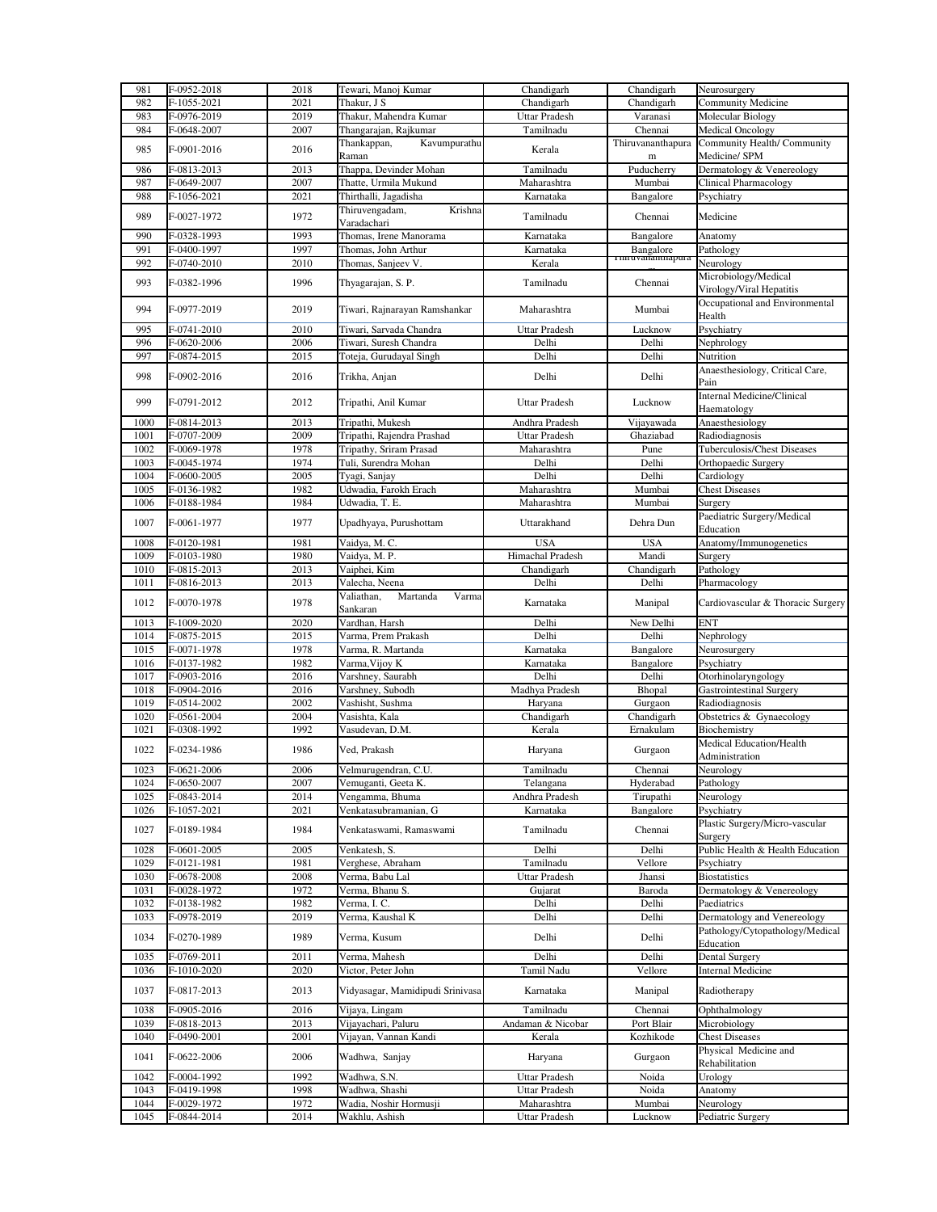| 981 | F-0952-2018 | 2018 | Tewari, Manoj Kumar | Chandigarh | Chandigarh | Neurosurgery |
|---|---|---|---|---|---|---|
| 982 | F-1055-2021 | 2021 | Thakur, J S | Chandigarh | Chandigarh | Community Medicine |
| 983 | F-0976-2019 | 2019 | Thakur, Mahendra Kumar | Uttar Pradesh | Varanasi | Molecular Biology |
| 984 | F-0648-2007 | 2007 | Thangarajan, Rajkumar | Tamilnadu | Chennai | Medical Oncology |
| 985 | F-0901-2016 | 2016 | Thankappan, Kavumpurathu Raman | Kerala | Thiruvananthapuram | Community Health/ Community Medicine/ SPM |
| 986 | F-0813-2013 | 2013 | Thappa, Devinder Mohan | Tamilnadu | Puducherry | Dermatology & Venereology |
| 987 | F-0649-2007 | 2007 | Thatte, Urmila Mukund | Maharashtra | Mumbai | Clinical Pharmacology |
| 988 | F-1056-2021 | 2021 | Thirthalli, Jagadisha | Karnataka | Bangalore | Psychiatry |
| 989 | F-0027-1972 | 1972 | Thiruvengadam, Krishna Varadachari | Tamilnadu | Chennai | Medicine |
| 990 | F-0328-1993 | 1993 | Thomas, Irene Manorama | Karnataka | Bangalore | Anatomy |
| 991 | F-0400-1997 | 1997 | Thomas, John Arthur | Karnataka | Bangalore | Pathology |
| 992 | F-0740-2010 | 2010 | Thomas, Sanjeev V. | Kerala | Thiruvananthapuram | Neurology |
| 993 | F-0382-1996 | 1996 | Thyagarajan, S. P. | Tamilnadu | Chennai | Microbiology/Medical Virology/Viral Hepatitis |
| 994 | F-0977-2019 | 2019 | Tiwari, Rajnarayan Ramshankar | Maharashtra | Mumbai | Occupational and Environmental Health |
| 995 | F-0741-2010 | 2010 | Tiwari, Sarvada Chandra | Uttar Pradesh | Lucknow | Psychiatry |
| 996 | F-0620-2006 | 2006 | Tiwari, Suresh Chandra | Delhi | Delhi | Nephrology |
| 997 | F-0874-2015 | 2015 | Toteja, Gurudayal Singh | Delhi | Delhi | Nutrition |
| 998 | F-0902-2016 | 2016 | Trikha, Anjan | Delhi | Delhi | Anaesthesiology, Critical Care, Pain |
| 999 | F-0791-2012 | 2012 | Tripathi, Anil Kumar | Uttar Pradesh | Lucknow | Internal Medicine/Clinical Haematology |
| 1000 | F-0814-2013 | 2013 | Tripathi, Mukesh | Andhra Pradesh | Vijayawada | Anaesthesiology |
| 1001 | F-0707-2009 | 2009 | Tripathi, Rajendra Prashad | Uttar Pradesh | Ghaziabad | Radiodiagnosis |
| 1002 | F-0069-1978 | 1978 | Tripathy, Sriram Prasad | Maharashtra | Pune | Tuberculosis/Chest Diseases |
| 1003 | F-0045-1974 | 1974 | Tuli, Surendra Mohan | Delhi | Delhi | Orthopaedic Surgery |
| 1004 | F-0600-2005 | 2005 | Tyagi, Sanjay | Delhi | Delhi | Cardiology |
| 1005 | F-0136-1982 | 1982 | Udwadia, Farokh Erach | Maharashtra | Mumbai | Chest Diseases |
| 1006 | F-0188-1984 | 1984 | Udwadia, T. E. | Maharashtra | Mumbai | Surgery |
| 1007 | F-0061-1977 | 1977 | Upadhyaya, Purushottam | Uttarakhand | Dehra Dun | Paediatric Surgery/Medical Education |
| 1008 | F-0120-1981 | 1981 | Vaidya, M. C. | USA | USA | Anatomy/Immunogenetics |
| 1009 | F-0103-1980 | 1980 | Vaidya, M. P. | Himachal Pradesh | Mandi | Surgery |
| 1010 | F-0815-2013 | 2013 | Vaiphei, Kim | Chandigarh | Chandigarh | Pathology |
| 1011 | F-0816-2013 | 2013 | Valecha, Neena | Delhi | Delhi | Pharmacology |
| 1012 | F-0070-1978 | 1978 | Valiathan, Martanda Varma Sankaran | Karnataka | Manipal | Cardiovascular & Thoracic Surgery |
| 1013 | F-1009-2020 | 2020 | Vardhan, Harsh | Delhi | New Delhi | ENT |
| 1014 | F-0875-2015 | 2015 | Varma, Prem Prakash | Delhi | Delhi | Nephrology |
| 1015 | F-0071-1978 | 1978 | Varma, R. Martanda | Karnataka | Bangalore | Neurosurgery |
| 1016 | F-0137-1982 | 1982 | Varma,Vijoy K | Karnataka | Bangalore | Psychiatry |
| 1017 | F-0903-2016 | 2016 | Varshney, Saurabh | Delhi | Delhi | Otorhinolaryngology |
| 1018 | F-0904-2016 | 2016 | Varshney, Subodh | Madhya Pradesh | Bhopal | Gastrointestinal Surgery |
| 1019 | F-0514-2002 | 2002 | Vashisht, Sushma | Haryana | Gurgaon | Radiodiagnosis |
| 1020 | F-0561-2004 | 2004 | Vasishta, Kala | Chandigarh | Chandigarh | Obstetrics & Gynaecology |
| 1021 | F-0308-1992 | 1992 | Vasudevan, D.M. | Kerala | Ernakulam | Biochemistry |
| 1022 | F-0234-1986 | 1986 | Ved, Prakash | Haryana | Gurgaon | Medical Education/Health Administration |
| 1023 | F-0621-2006 | 2006 | Velmurugendran, C.U. | Tamilnadu | Chennai | Neurology |
| 1024 | F-0650-2007 | 2007 | Vemuganti, Geeta K. | Telangana | Hyderabad | Pathology |
| 1025 | F-0843-2014 | 2014 | Vengamma, Bhuma | Andhra Pradesh | Tirupathi | Neurology |
| 1026 | F-1057-2021 | 2021 | Venkatasubramanian, G | Karnataka | Bangalore | Psychiatry |
| 1027 | F-0189-1984 | 1984 | Venkataswami, Ramaswami | Tamilnadu | Chennai | Plastic Surgery/Micro-vascular Surgery |
| 1028 | F-0601-2005 | 2005 | Venkatesh, S. | Delhi | Delhi | Public Health & Health Education |
| 1029 | F-0121-1981 | 1981 | Verghese, Abraham | Tamilnadu | Vellore | Psychiatry |
| 1030 | F-0678-2008 | 2008 | Verma, Babu Lal | Uttar Pradesh | Jhansi | Biostatistics |
| 1031 | F-0028-1972 | 1972 | Verma, Bhanu S. | Gujarat | Baroda | Dermatology & Venereology |
| 1032 | F-0138-1982 | 1982 | Verma, I. C. | Delhi | Delhi | Paediatrics |
| 1033 | F-0978-2019 | 2019 | Verma, Kaushal K | Delhi | Delhi | Dermatology and Venereology |
| 1034 | F-0270-1989 | 1989 | Verma, Kusum | Delhi | Delhi | Pathology/Cytopathology/Medical Education |
| 1035 | F-0769-2011 | 2011 | Verma, Mahesh | Delhi | Delhi | Dental Surgery |
| 1036 | F-1010-2020 | 2020 | Victor, Peter John | Tamil Nadu | Vellore | Internal Medicine |
| 1037 | F-0817-2013 | 2013 | Vidyasagar, Mamidipudi Srinivasa | Karnataka | Manipal | Radiotherapy |
| 1038 | F-0905-2016 | 2016 | Vijaya, Lingam | Tamilnadu | Chennai | Ophthalmology |
| 1039 | F-0818-2013 | 2013 | Vijayachari, Paluru | Andaman & Nicobar | Port Blair | Microbiology |
| 1040 | F-0490-2001 | 2001 | Vijayan, Vannan Kandi | Kerala | Kozhikode | Chest Diseases |
| 1041 | F-0622-2006 | 2006 | Wadhwa, Sanjay | Haryana | Gurgaon | Physical Medicine and Rehabilitation |
| 1042 | F-0004-1992 | 1992 | Wadhwa, S.N. | Uttar Pradesh | Noida | Urology |
| 1043 | F-0419-1998 | 1998 | Wadhwa, Shashi | Uttar Pradesh | Noida | Anatomy |
| 1044 | F-0029-1972 | 1972 | Wadia, Noshir Hormusji | Maharashtra | Mumbai | Neurology |
| 1045 | F-0844-2014 | 2014 | Wakhlu, Ashish | Uttar Pradesh | Lucknow | Pediatric Surgery |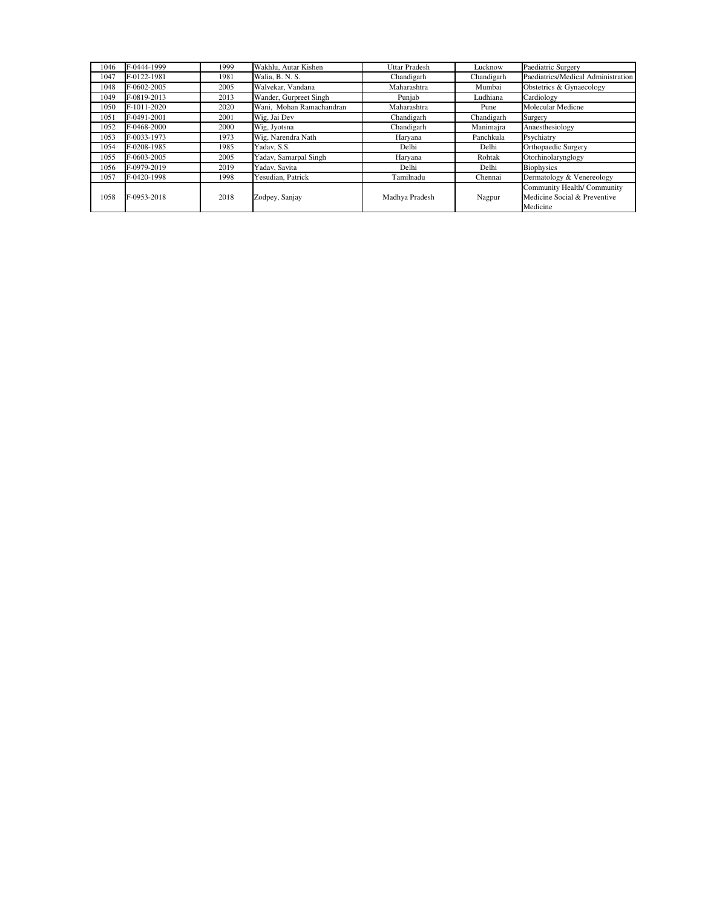| | | | | | | |
|---|---|---|---|---|---|---|
| 1046 | F-0444-1999 | 1999 | Wakhlu, Autar Kishen | Uttar Pradesh | Lucknow | Paediatric Surgery |
| 1047 | F-0122-1981 | 1981 | Walia, B. N. S. | Chandigarh | Chandigarh | Paediatrics/Medical Administration |
| 1048 | F-0602-2005 | 2005 | Walvekar, Vandana | Maharashtra | Mumbai | Obstetrics & Gynaecology |
| 1049 | F-0819-2013 | 2013 | Wander, Gurpreet Singh | Punjab | Ludhiana | Cardiology |
| 1050 | F-1011-2020 | 2020 | Wani, Mohan Ramachandran | Maharashtra | Pune | Molecular Medicne |
| 1051 | F-0491-2001 | 2001 | Wig, Jai Dev | Chandigarh | Chandigarh | Surgery |
| 1052 | F-0468-2000 | 2000 | Wig, Jyotsna | Chandigarh | Manimajra | Anaesthesiology |
| 1053 | F-0033-1973 | 1973 | Wig, Narendra Nath | Haryana | Panchkula | Psychiatry |
| 1054 | F-0208-1985 | 1985 | Yadav, S.S. | Delhi | Delhi | Orthopaedic Surgery |
| 1055 | F-0603-2005 | 2005 | Yadav, Samarpal Singh | Haryana | Rohtak | Otorhinolarynglogy |
| 1056 | F-0979-2019 | 2019 | Yadav, Savita | Delhi | Delhi | Biophysics |
| 1057 | F-0420-1998 | 1998 | Yesudian, Patrick | Tamilnadu | Chennai | Dermatology & Venereology |
| 1058 | F-0953-2018 | 2018 | Zodpey, Sanjay | Madhya Pradesh | Nagpur | Community Health/ Community Medicine Social & Preventive Medicine |